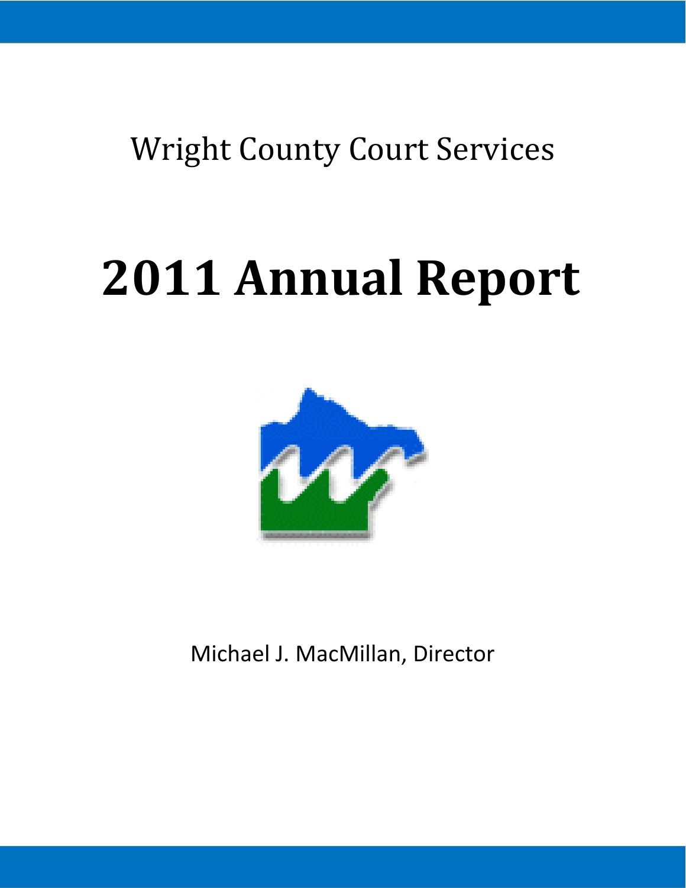Wright County Court Services

# 2011 Annual Report

Michael J. MacMillan, Director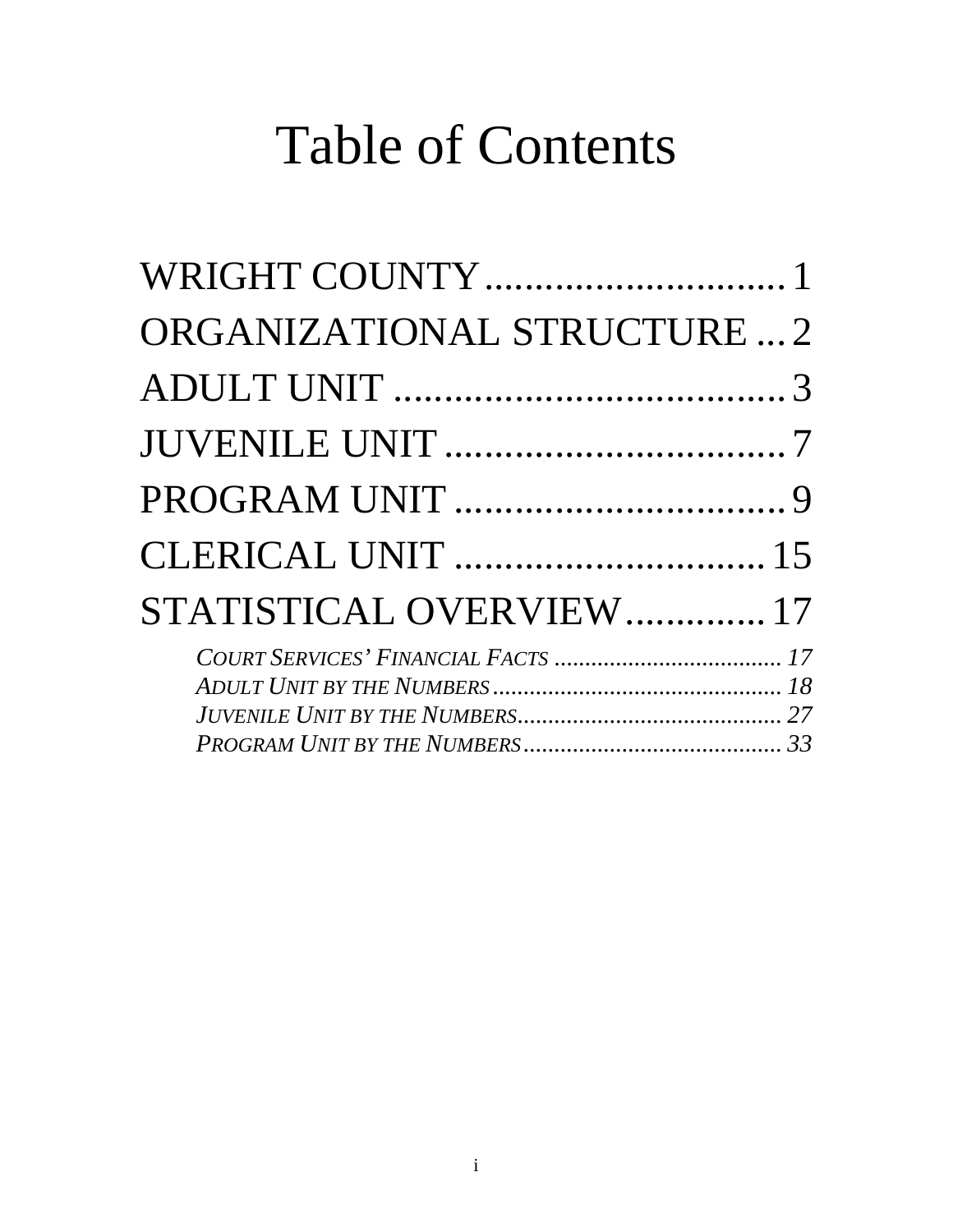# Table of Contents

WRIGHT COUNTY ............................... 1

ORGANIZATIONAL STRUCTURE ... 2

ADULT UNIT ....................................... 3

JUVENILE UNIT .................................. 7

PROGRAM UNIT ................................. 9

CLERICAL UNIT ................................ 15

STATISTICAL OVERVIEW.............. 17

- *COURT SERVICES' FINANCIAL FACTS ...................................... 17*
- *ADULT UNIT BY THE NUMBERS ................................................ 18*
- *JUVENILE UNIT BY THE NUMBERS............................................ 27*
- *PROGRAM UNIT BY THE NUMBERS ........................................... 33*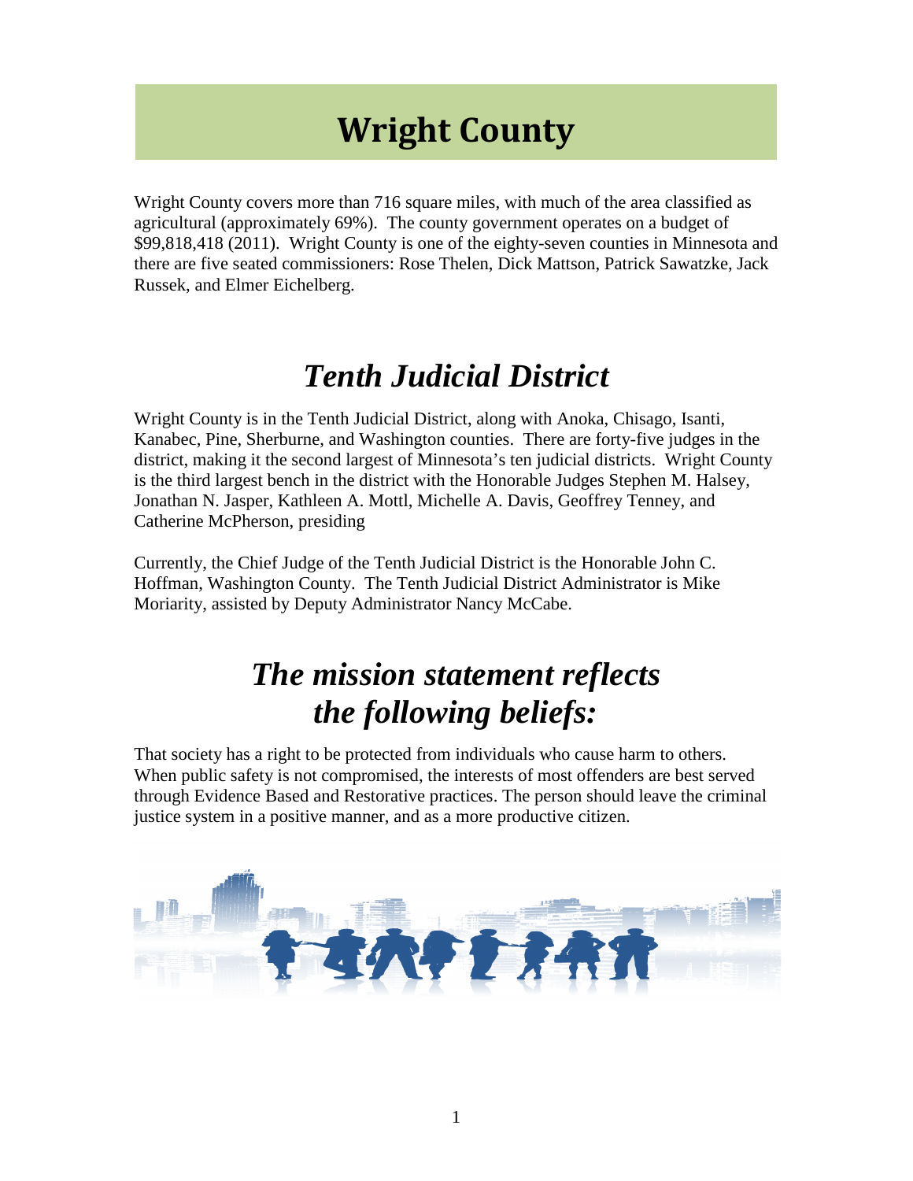# Wright County

Wright County covers more than 716 square miles, with much of the area classified as agricultural (approximately 69%). The county government operates on a budget of $99,818,418 (2011). Wright County is one of the eighty-seven counties in Minnesota and there are five seated commissioners: Rose Thelen, Dick Mattson, Patrick Sawatzke, Jack Russek, and Elmer Eichelberg.

## *Tenth Judicial District*

Wright County is in the Tenth Judicial District, along with Anoka, Chisago, Isanti, Kanabec, Pine, Sherburne, and Washington counties. There are forty-five judges in the district, making it the second largest of Minnesota's ten judicial districts. Wright County is the third largest bench in the district with the Honorable Judges Stephen M. Halsey, Jonathan N. Jasper, Kathleen A. Mottl, Michelle A. Davis, Geoffrey Tenney, and Catherine McPherson, presiding

Currently, the Chief Judge of the Tenth Judicial District is the Honorable John C. Hoffman, Washington County. The Tenth Judicial District Administrator is Mike Moriarity, assisted by Deputy Administrator Nancy McCabe.

## *The mission statement reflects the following beliefs:*

That society has a right to be protected from individuals who cause harm to others. When public safety is not compromised, the interests of most offenders are best served through Evidence Based and Restorative practices. The person should leave the criminal justice system in a positive manner, and as a more productive citizen.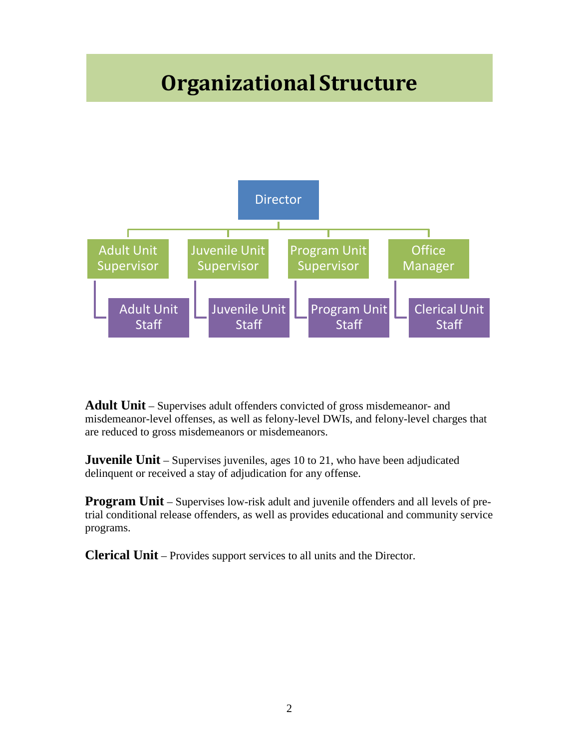# Organizational Structure

- Director
  - Adult Unit Supervisor
    - Adult Unit Staff
  - Juvenile Unit Supervisor
    - Juvenile Unit Staff
  - Program Unit Supervisor
    - Program Unit Staff
  - Office Manager
    - Clerical Unit Staff

**Adult Unit** – Supervises adult offenders convicted of gross misdemeanor- and misdemeanor-level offenses, as well as felony-level DWIs, and felony-level charges that are reduced to gross misdemeanors or misdemeanors.

**Juvenile Unit** – Supervises juveniles, ages 10 to 21, who have been adjudicated delinquent or received a stay of adjudication for any offense.

**Program Unit** – Supervises low-risk adult and juvenile offenders and all levels of pre-trial conditional release offenders, as well as provides educational and community service programs.

**Clerical Unit** – Provides support services to all units and the Director.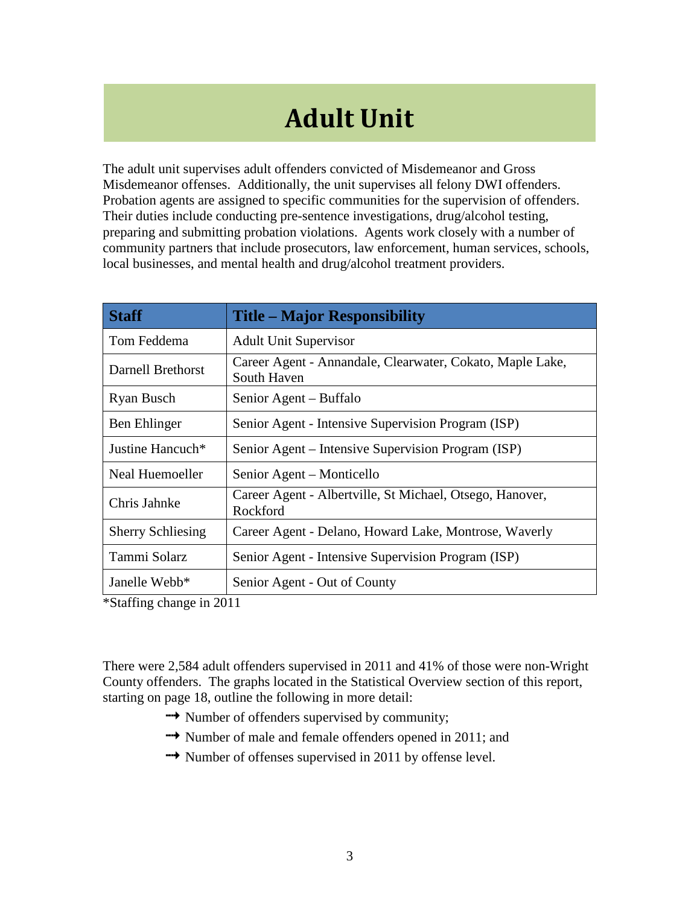# Adult Unit

The adult unit supervises adult offenders convicted of Misdemeanor and Gross Misdemeanor offenses. Additionally, the unit supervises all felony DWI offenders. Probation agents are assigned to specific communities for the supervision of offenders. Their duties include conducting pre-sentence investigations, drug/alcohol testing, preparing and submitting probation violations. Agents work closely with a number of community partners that include prosecutors, law enforcement, human services, schools, local businesses, and mental health and drug/alcohol treatment providers.

| Staff | Title – Major Responsibility |
|---|---|
| Tom Feddema | Adult Unit Supervisor |
| Darnell Brethorst | Career Agent - Annandale, Clearwater, Cokato, Maple Lake, South Haven |
| Ryan Busch | Senior Agent – Buffalo |
| Ben Ehlinger | Senior Agent - Intensive Supervision Program (ISP) |
| Justine Hancuch* | Senior Agent – Intensive Supervision Program (ISP) |
| Neal Huemoeller | Senior Agent – Monticello |
| Chris Jahnke | Career Agent - Albertville, St Michael, Otsego, Hanover, Rockford |
| Sherry Schliesing | Career Agent - Delano, Howard Lake, Montrose, Waverly |
| Tammi Solarz | Senior Agent - Intensive Supervision Program (ISP) |
| Janelle Webb* | Senior Agent - Out of County |

*Staffing change in 2011

There were 2,584 adult offenders supervised in 2011 and 41% of those were non-Wright County offenders. The graphs located in the Statistical Overview section of this report, starting on page 18, outline the following in more detail:

- Number of offenders supervised by community;
- Number of male and female offenders opened in 2011; and
- Number of offenses supervised in 2011 by offense level.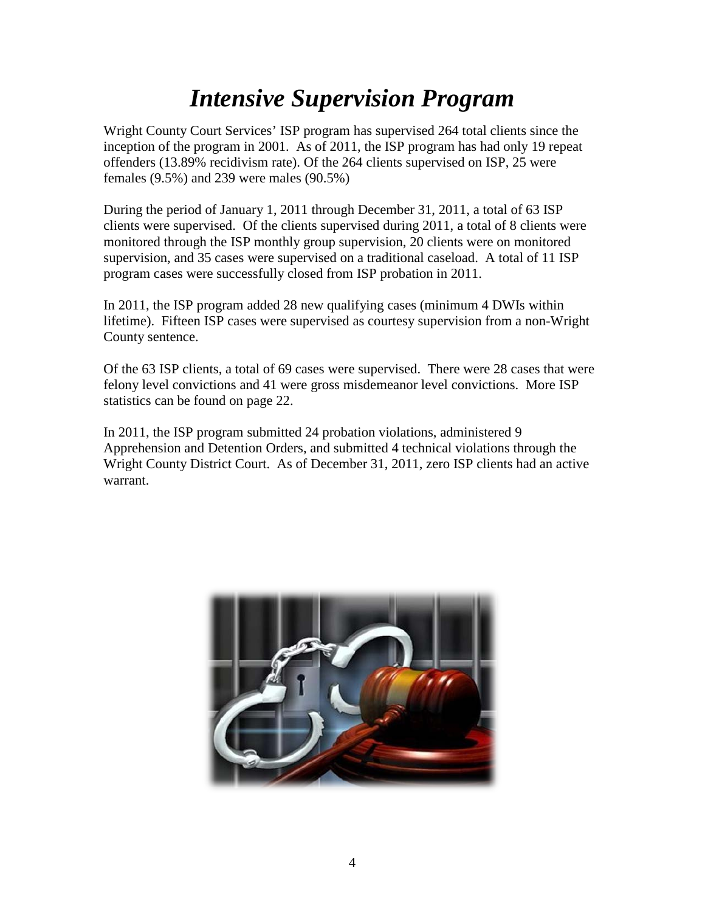# *Intensive Supervision Program*

Wright County Court Services' ISP program has supervised 264 total clients since the inception of the program in 2001. As of 2011, the ISP program has had only 19 repeat offenders (13.89% recidivism rate). Of the 264 clients supervised on ISP, 25 were females (9.5%) and 239 were males (90.5%)

During the period of January 1, 2011 through December 31, 2011, a total of 63 ISP clients were supervised. Of the clients supervised during 2011, a total of 8 clients were monitored through the ISP monthly group supervision, 20 clients were on monitored supervision, and 35 cases were supervised on a traditional caseload. A total of 11 ISP program cases were successfully closed from ISP probation in 2011.

In 2011, the ISP program added 28 new qualifying cases (minimum 4 DWIs within lifetime). Fifteen ISP cases were supervised as courtesy supervision from a non-Wright County sentence.

Of the 63 ISP clients, a total of 69 cases were supervised. There were 28 cases that were felony level convictions and 41 were gross misdemeanor level convictions. More ISP statistics can be found on page 22.

In 2011, the ISP program submitted 24 probation violations, administered 9 Apprehension and Detention Orders, and submitted 4 technical violations through the Wright County District Court. As of December 31, 2011, zero ISP clients had an active warrant.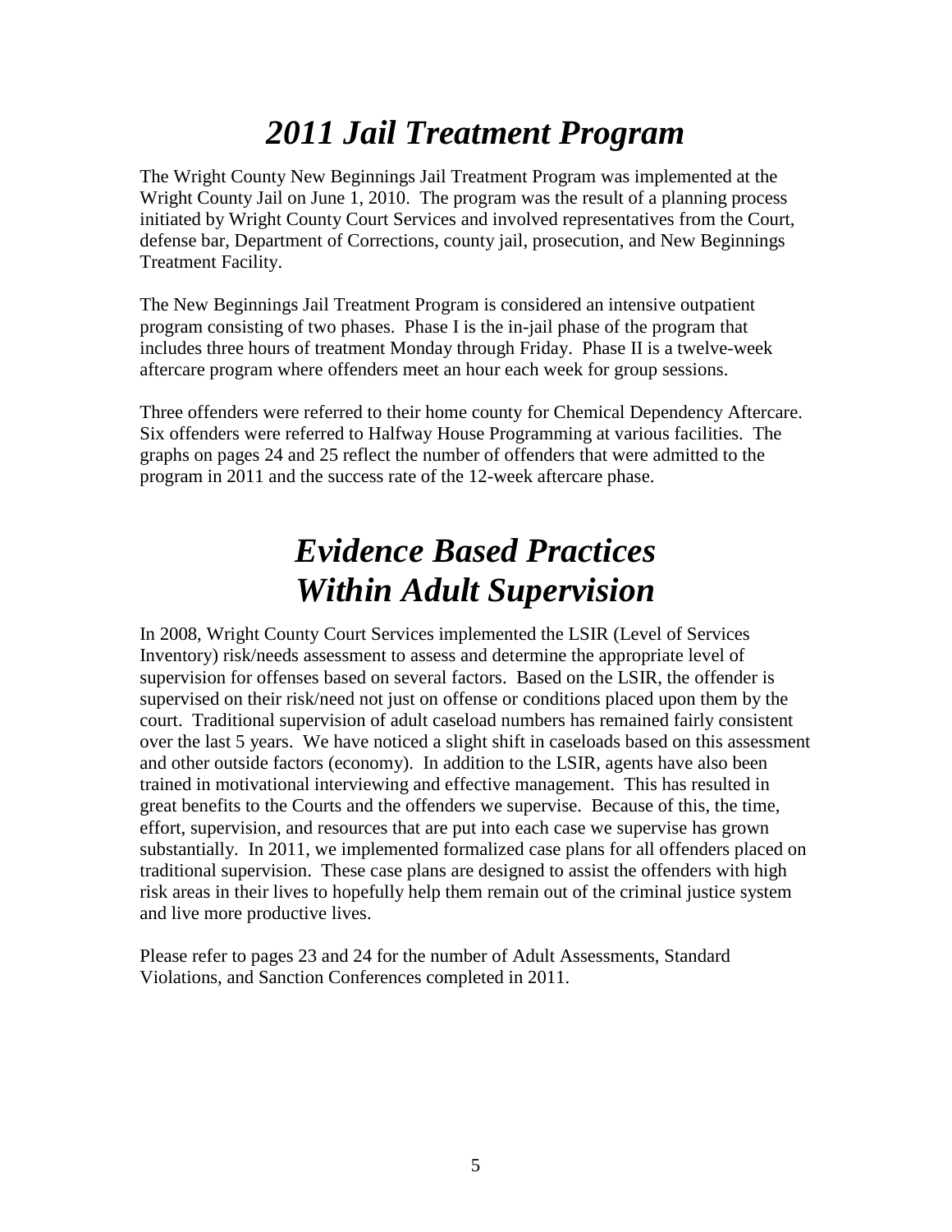# *2011 Jail Treatment Program*

The Wright County New Beginnings Jail Treatment Program was implemented at the Wright County Jail on June 1, 2010. The program was the result of a planning process initiated by Wright County Court Services and involved representatives from the Court, defense bar, Department of Corrections, county jail, prosecution, and New Beginnings Treatment Facility.

The New Beginnings Jail Treatment Program is considered an intensive outpatient program consisting of two phases. Phase I is the in-jail phase of the program that includes three hours of treatment Monday through Friday. Phase II is a twelve-week aftercare program where offenders meet an hour each week for group sessions.

Three offenders were referred to their home county for Chemical Dependency Aftercare. Six offenders were referred to Halfway House Programming at various facilities. The graphs on pages 24 and 25 reflect the number of offenders that were admitted to the program in 2011 and the success rate of the 12-week aftercare phase.

# *Evidence Based Practices Within Adult Supervision*

In 2008, Wright County Court Services implemented the LSIR (Level of Services Inventory) risk/needs assessment to assess and determine the appropriate level of supervision for offenses based on several factors. Based on the LSIR, the offender is supervised on their risk/need not just on offense or conditions placed upon them by the court. Traditional supervision of adult caseload numbers has remained fairly consistent over the last 5 years. We have noticed a slight shift in caseloads based on this assessment and other outside factors (economy). In addition to the LSIR, agents have also been trained in motivational interviewing and effective management. This has resulted in great benefits to the Courts and the offenders we supervise. Because of this, the time, effort, supervision, and resources that are put into each case we supervise has grown substantially. In 2011, we implemented formalized case plans for all offenders placed on traditional supervision. These case plans are designed to assist the offenders with high risk areas in their lives to hopefully help them remain out of the criminal justice system and live more productive lives.

Please refer to pages 23 and 24 for the number of Adult Assessments, Standard Violations, and Sanction Conferences completed in 2011.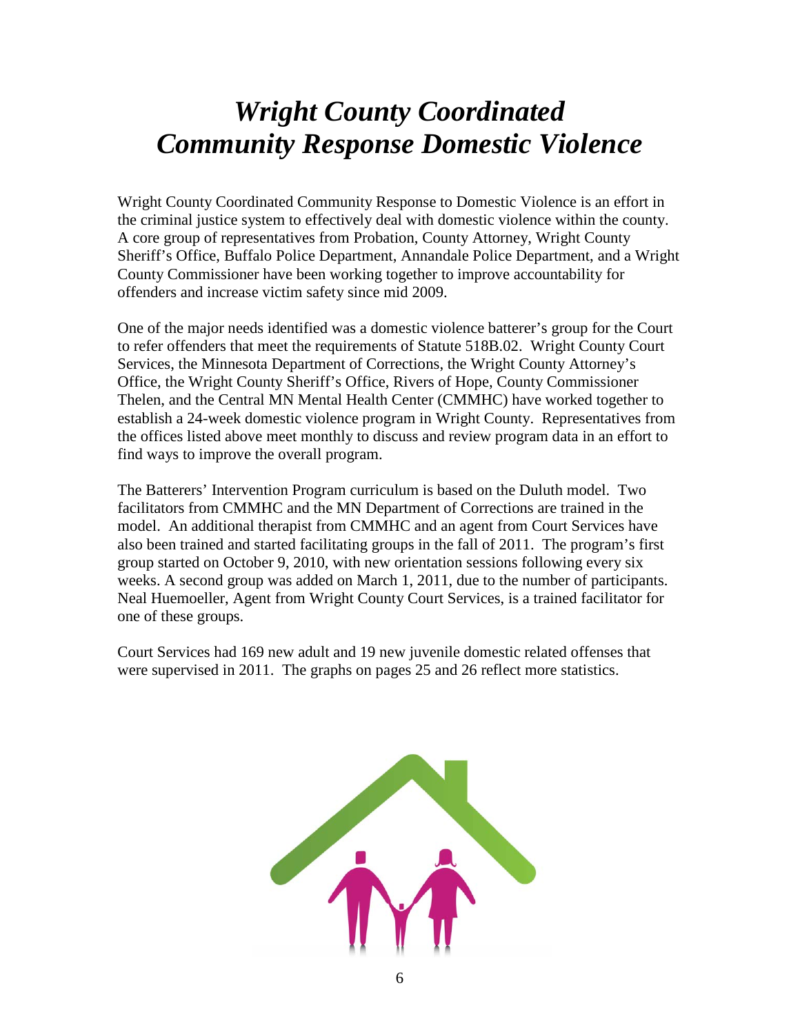# *Wright County Coordinated Community Response Domestic Violence*

Wright County Coordinated Community Response to Domestic Violence is an effort in the criminal justice system to effectively deal with domestic violence within the county. A core group of representatives from Probation, County Attorney, Wright County Sheriff's Office, Buffalo Police Department, Annandale Police Department, and a Wright County Commissioner have been working together to improve accountability for offenders and increase victim safety since mid 2009.

One of the major needs identified was a domestic violence batterer's group for the Court to refer offenders that meet the requirements of Statute 518B.02. Wright County Court Services, the Minnesota Department of Corrections, the Wright County Attorney's Office, the Wright County Sheriff's Office, Rivers of Hope, County Commissioner Thelen, and the Central MN Mental Health Center (CMMHC) have worked together to establish a 24-week domestic violence program in Wright County. Representatives from the offices listed above meet monthly to discuss and review program data in an effort to find ways to improve the overall program.

The Batterers' Intervention Program curriculum is based on the Duluth model. Two facilitators from CMMHC and the MN Department of Corrections are trained in the model. An additional therapist from CMMHC and an agent from Court Services have also been trained and started facilitating groups in the fall of 2011. The program's first group started on October 9, 2010, with new orientation sessions following every six weeks. A second group was added on March 1, 2011, due to the number of participants. Neal Huemoeller, Agent from Wright County Court Services, is a trained facilitator for one of these groups.

Court Services had 169 new adult and 19 new juvenile domestic related offenses that were supervised in 2011. The graphs on pages 25 and 26 reflect more statistics.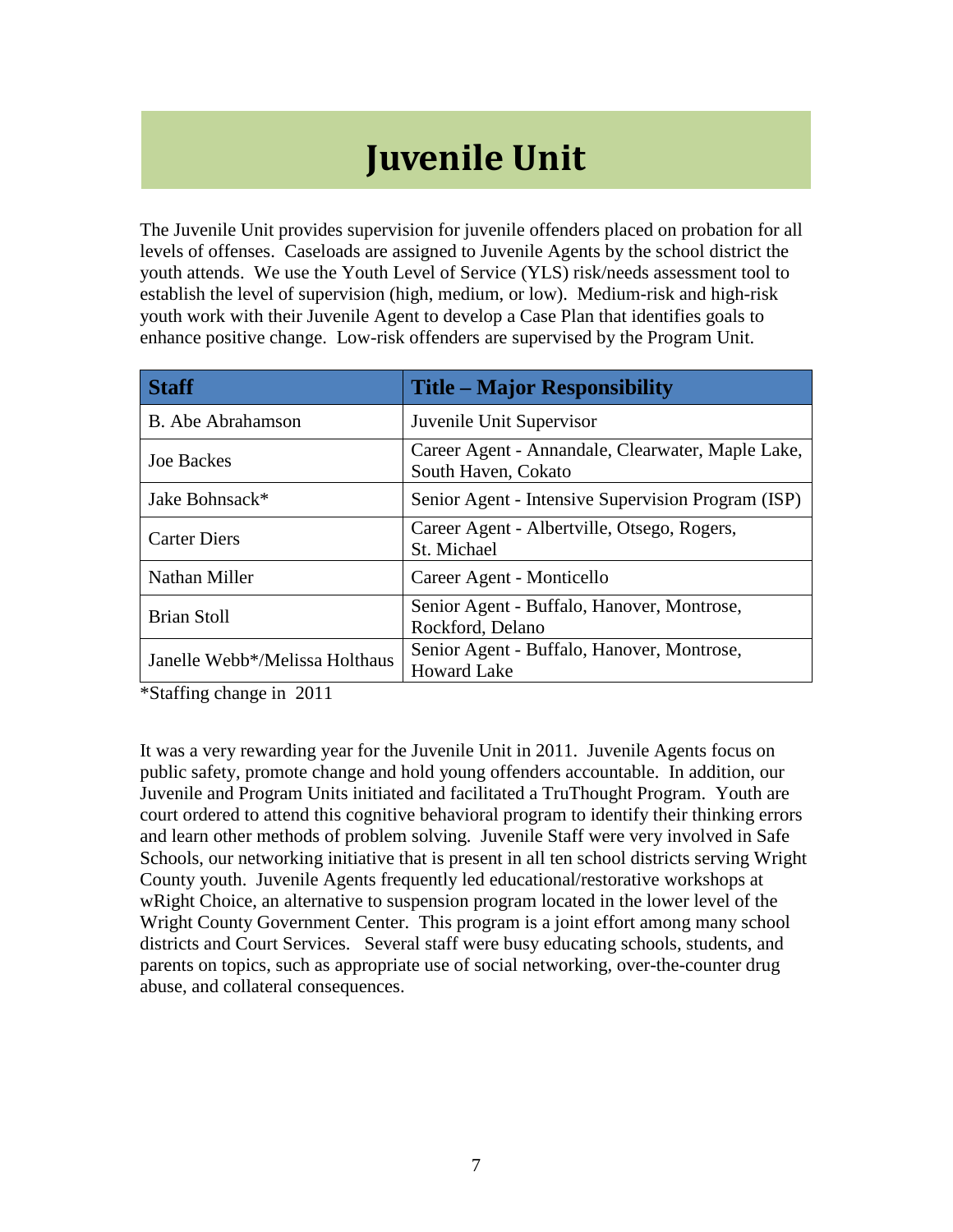# Juvenile Unit

The Juvenile Unit provides supervision for juvenile offenders placed on probation for all levels of offenses. Caseloads are assigned to Juvenile Agents by the school district the youth attends. We use the Youth Level of Service (YLS) risk/needs assessment tool to establish the level of supervision (high, medium, or low). Medium-risk and high-risk youth work with their Juvenile Agent to develop a Case Plan that identifies goals to enhance positive change. Low-risk offenders are supervised by the Program Unit.

| Staff | Title – Major Responsibility |
|---|---|
| B. Abe Abrahamson | Juvenile Unit Supervisor |
| Joe Backes | Career Agent - Annandale, Clearwater, Maple Lake, South Haven, Cokato |
| Jake Bohnsack* | Senior Agent - Intensive Supervision Program (ISP) |
| Carter Diers | Career Agent - Albertville, Otsego, Rogers, St. Michael |
| Nathan Miller | Career Agent - Monticello |
| Brian Stoll | Senior Agent - Buffalo, Hanover, Montrose, Rockford, Delano |
| Janelle Webb*/Melissa Holthaus | Senior Agent - Buffalo, Hanover, Montrose, Howard Lake |

*Staffing change in 2011

It was a very rewarding year for the Juvenile Unit in 2011. Juvenile Agents focus on public safety, promote change and hold young offenders accountable. In addition, our Juvenile and Program Units initiated and facilitated a TruThought Program. Youth are court ordered to attend this cognitive behavioral program to identify their thinking errors and learn other methods of problem solving. Juvenile Staff were very involved in Safe Schools, our networking initiative that is present in all ten school districts serving Wright County youth. Juvenile Agents frequently led educational/restorative workshops at wRight Choice, an alternative to suspension program located in the lower level of the Wright County Government Center. This program is a joint effort among many school districts and Court Services. Several staff were busy educating schools, students, and parents on topics, such as appropriate use of social networking, over-the-counter drug abuse, and collateral consequences.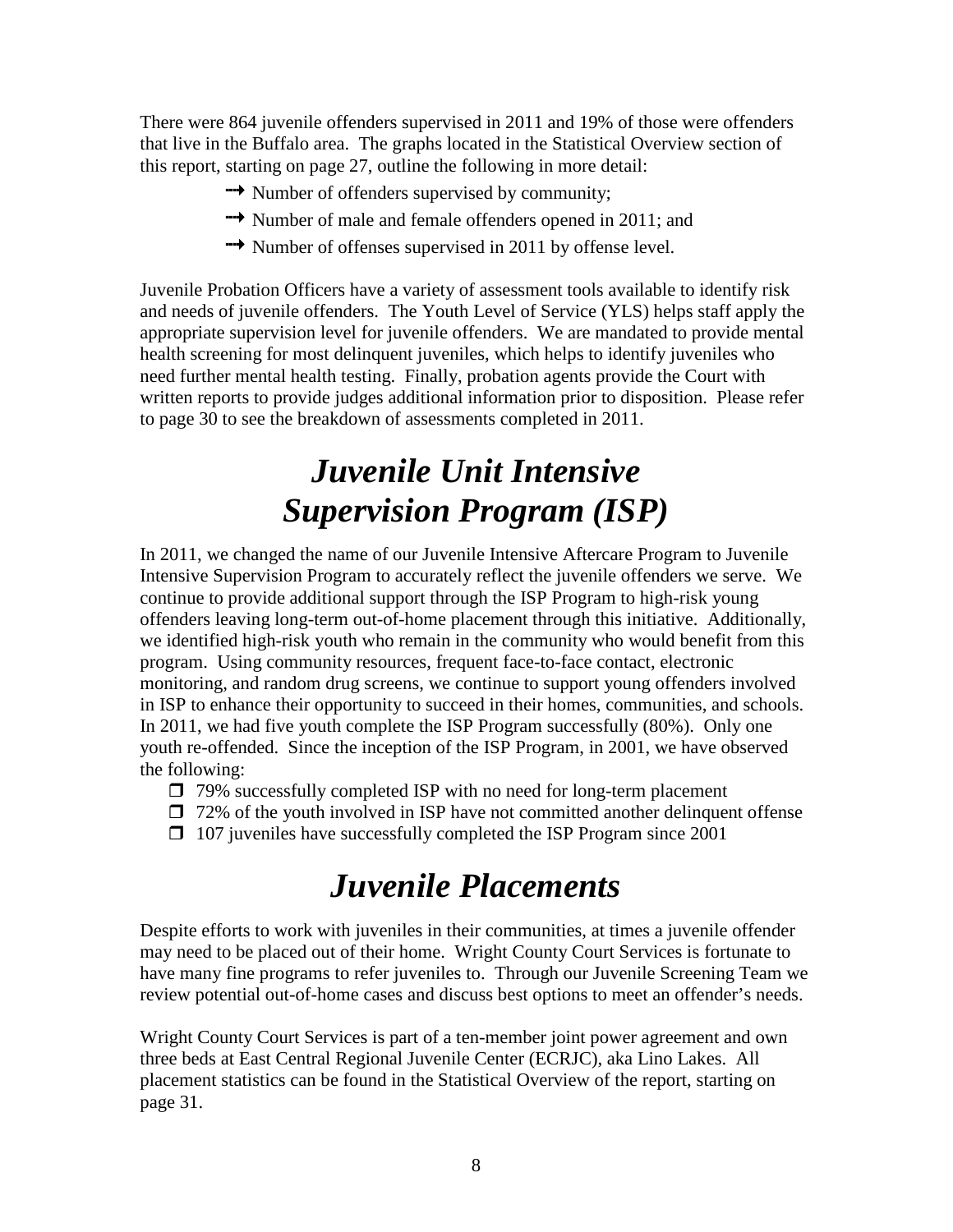There were 864 juvenile offenders supervised in 2011 and 19% of those were offenders that live in the Buffalo area. The graphs located in the Statistical Overview section of this report, starting on page 27, outline the following in more detail:

- Number of offenders supervised by community;
- Number of male and female offenders opened in 2011; and
- Number of offenses supervised in 2011 by offense level.

Juvenile Probation Officers have a variety of assessment tools available to identify risk and needs of juvenile offenders. The Youth Level of Service (YLS) helps staff apply the appropriate supervision level for juvenile offenders. We are mandated to provide mental health screening for most delinquent juveniles, which helps to identify juveniles who need further mental health testing. Finally, probation agents provide the Court with written reports to provide judges additional information prior to disposition. Please refer to page 30 to see the breakdown of assessments completed in 2011.

# *Juvenile Unit Intensive Supervision Program (ISP)*

In 2011, we changed the name of our Juvenile Intensive Aftercare Program to Juvenile Intensive Supervision Program to accurately reflect the juvenile offenders we serve. We continue to provide additional support through the ISP Program to high-risk young offenders leaving long-term out-of-home placement through this initiative. Additionally, we identified high-risk youth who remain in the community who would benefit from this program. Using community resources, frequent face-to-face contact, electronic monitoring, and random drug screens, we continue to support young offenders involved in ISP to enhance their opportunity to succeed in their homes, communities, and schools. In 2011, we had five youth complete the ISP Program successfully (80%). Only one youth re-offended. Since the inception of the ISP Program, in 2001, we have observed the following:

- 79% successfully completed ISP with no need for long-term placement
- 72% of the youth involved in ISP have not committed another delinquent offense
- 107 juveniles have successfully completed the ISP Program since 2001

# *Juvenile Placements*

Despite efforts to work with juveniles in their communities, at times a juvenile offender may need to be placed out of their home. Wright County Court Services is fortunate to have many fine programs to refer juveniles to. Through our Juvenile Screening Team we review potential out-of-home cases and discuss best options to meet an offender's needs.

Wright County Court Services is part of a ten-member joint power agreement and own three beds at East Central Regional Juvenile Center (ECRJC), aka Lino Lakes. All placement statistics can be found in the Statistical Overview of the report, starting on page 31.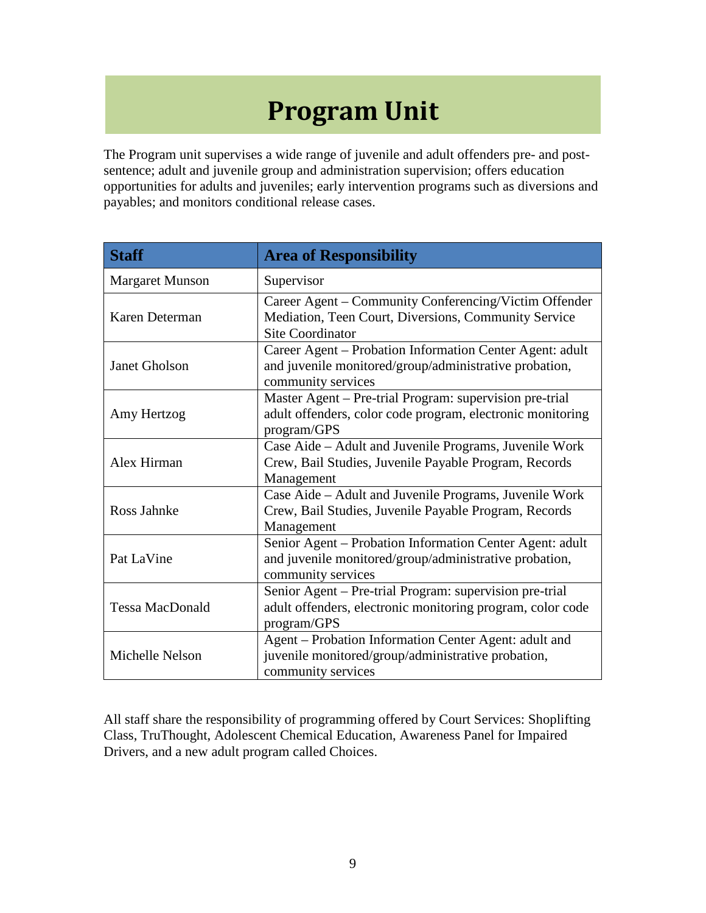# Program Unit

The Program unit supervises a wide range of juvenile and adult offenders pre- and post-sentence; adult and juvenile group and administration supervision; offers education opportunities for adults and juveniles; early intervention programs such as diversions and payables; and monitors conditional release cases.

| Staff | Area of Responsibility |
| --- | --- |
| Margaret Munson | Supervisor |
| Karen Determan | Career Agent – Community Conferencing/Victim Offender Mediation, Teen Court, Diversions, Community Service Site Coordinator |
| Janet Gholson | Career Agent – Probation Information Center Agent: adult and juvenile monitored/group/administrative probation, community services |
| Amy Hertzog | Master Agent – Pre-trial Program: supervision pre-trial adult offenders, color code program, electronic monitoring program/GPS |
| Alex Hirman | Case Aide – Adult and Juvenile Programs, Juvenile Work Crew, Bail Studies, Juvenile Payable Program, Records Management |
| Ross Jahnke | Case Aide – Adult and Juvenile Programs, Juvenile Work Crew, Bail Studies, Juvenile Payable Program, Records Management |
| Pat LaVine | Senior Agent – Probation Information Center Agent: adult and juvenile monitored/group/administrative probation, community services |
| Tessa MacDonald | Senior Agent – Pre-trial Program: supervision pre-trial adult offenders, electronic monitoring program, color code program/GPS |
| Michelle Nelson | Agent – Probation Information Center Agent: adult and juvenile monitored/group/administrative probation, community services |

All staff share the responsibility of programming offered by Court Services: Shoplifting Class, TruThought, Adolescent Chemical Education, Awareness Panel for Impaired Drivers, and a new adult program called Choices.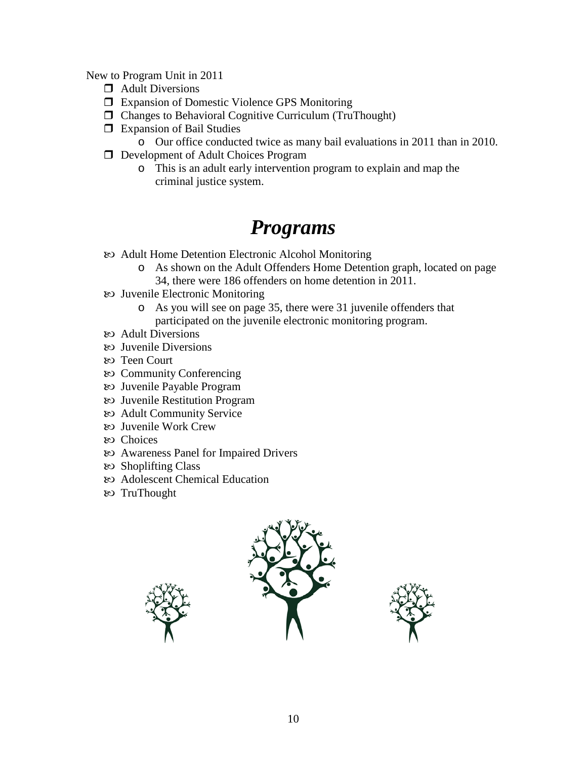New to Program Unit in 2011

- Adult Diversions
- Expansion of Domestic Violence GPS Monitoring
- Changes to Behavioral Cognitive Curriculum (TruThought)
- Expansion of Bail Studies
  - Our office conducted twice as many bail evaluations in 2011 than in 2010.
- Development of Adult Choices Program
  - This is an adult early intervention program to explain and map the criminal justice system.

# *Programs*

- Adult Home Detention Electronic Alcohol Monitoring
  - As shown on the Adult Offenders Home Detention graph, located on page 34, there were 186 offenders on home detention in 2011.
- Juvenile Electronic Monitoring
  - As you will see on page 35, there were 31 juvenile offenders that participated on the juvenile electronic monitoring program.
- Adult Diversions
- Juvenile Diversions
- Teen Court
- Community Conferencing
- Juvenile Payable Program
- Juvenile Restitution Program
- Adult Community Service
- Juvenile Work Crew
- Choices
- Awareness Panel for Impaired Drivers
- Shoplifting Class
- Adolescent Chemical Education
- TruThought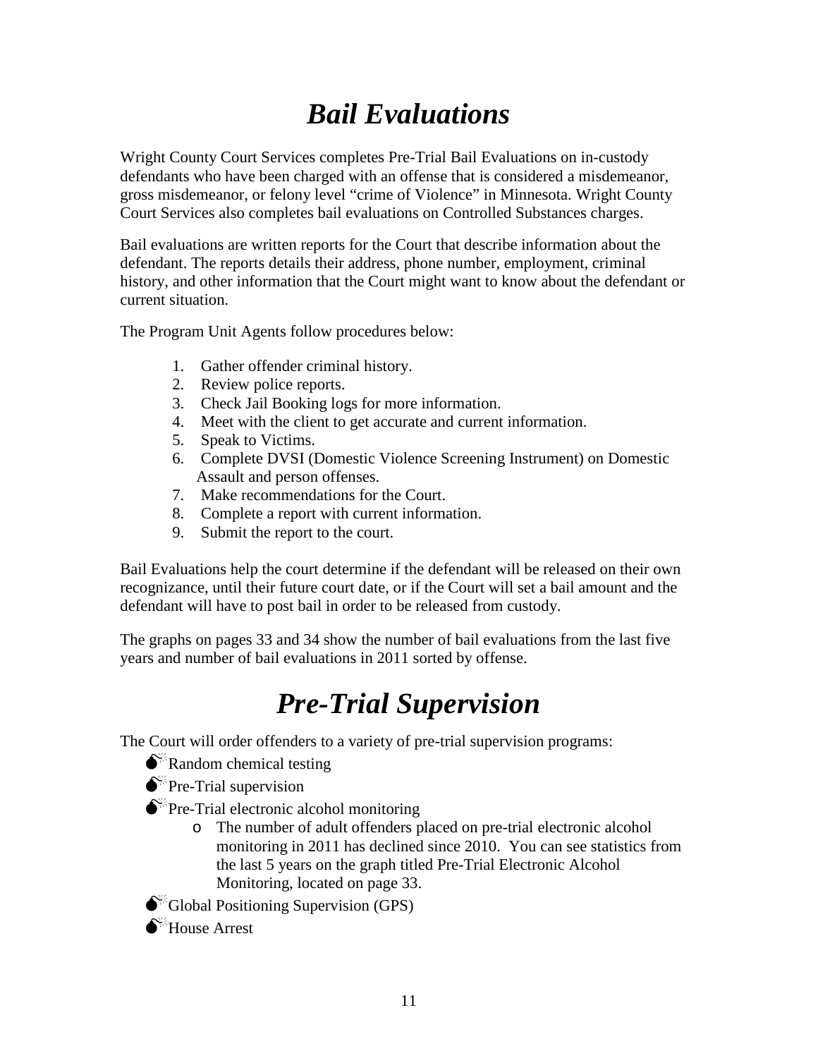# *Bail Evaluations*

Wright County Court Services completes Pre-Trial Bail Evaluations on in-custody defendants who have been charged with an offense that is considered a misdemeanor, gross misdemeanor, or felony level "crime of Violence" in Minnesota. Wright County Court Services also completes bail evaluations on Controlled Substances charges.

Bail evaluations are written reports for the Court that describe information about the defendant. The reports details their address, phone number, employment, criminal history, and other information that the Court might want to know about the defendant or current situation.

The Program Unit Agents follow procedures below:

1. Gather offender criminal history.
2. Review police reports.
3. Check Jail Booking logs for more information.
4. Meet with the client to get accurate and current information.
5. Speak to Victims.
6. Complete DVSI (Domestic Violence Screening Instrument) on Domestic Assault and person offenses.
7. Make recommendations for the Court.
8. Complete a report with current information.
9. Submit the report to the court.

Bail Evaluations help the court determine if the defendant will be released on their own recognizance, until their future court date, or if the Court will set a bail amount and the defendant will have to post bail in order to be released from custody.

The graphs on pages 33 and 34 show the number of bail evaluations from the last five years and number of bail evaluations in 2011 sorted by offense.

# *Pre-Trial Supervision*

The Court will order offenders to a variety of pre-trial supervision programs:

- Random chemical testing
- Pre-Trial supervision
- Pre-Trial electronic alcohol monitoring
  - The number of adult offenders placed on pre-trial electronic alcohol monitoring in 2011 has declined since 2010. You can see statistics from the last 5 years on the graph titled Pre-Trial Electronic Alcohol Monitoring, located on page 33.
- Global Positioning Supervision (GPS)
- House Arrest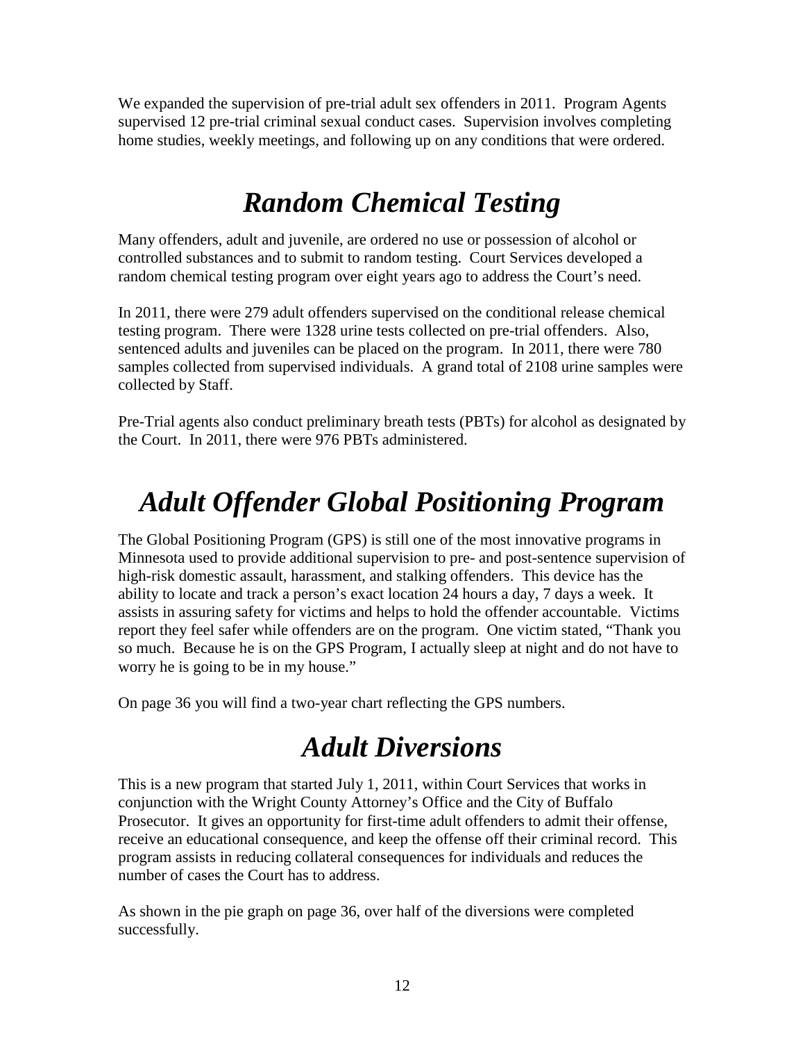We expanded the supervision of pre-trial adult sex offenders in 2011. Program Agents supervised 12 pre-trial criminal sexual conduct cases. Supervision involves completing home studies, weekly meetings, and following up on any conditions that were ordered.

# *Random Chemical Testing*

Many offenders, adult and juvenile, are ordered no use or possession of alcohol or controlled substances and to submit to random testing. Court Services developed a random chemical testing program over eight years ago to address the Court's need.

In 2011, there were 279 adult offenders supervised on the conditional release chemical testing program. There were 1328 urine tests collected on pre-trial offenders. Also, sentenced adults and juveniles can be placed on the program. In 2011, there were 780 samples collected from supervised individuals. A grand total of 2108 urine samples were collected by Staff.

Pre-Trial agents also conduct preliminary breath tests (PBTs) for alcohol as designated by the Court. In 2011, there were 976 PBTs administered.

# *Adult Offender Global Positioning Program*

The Global Positioning Program (GPS) is still one of the most innovative programs in Minnesota used to provide additional supervision to pre- and post-sentence supervision of high-risk domestic assault, harassment, and stalking offenders. This device has the ability to locate and track a person's exact location 24 hours a day, 7 days a week. It assists in assuring safety for victims and helps to hold the offender accountable. Victims report they feel safer while offenders are on the program. One victim stated, "Thank you so much. Because he is on the GPS Program, I actually sleep at night and do not have to worry he is going to be in my house."

On page 36 you will find a two-year chart reflecting the GPS numbers.

# *Adult Diversions*

This is a new program that started July 1, 2011, within Court Services that works in conjunction with the Wright County Attorney's Office and the City of Buffalo Prosecutor. It gives an opportunity for first-time adult offenders to admit their offense, receive an educational consequence, and keep the offense off their criminal record. This program assists in reducing collateral consequences for individuals and reduces the number of cases the Court has to address.

As shown in the pie graph on page 36, over half of the diversions were completed successfully.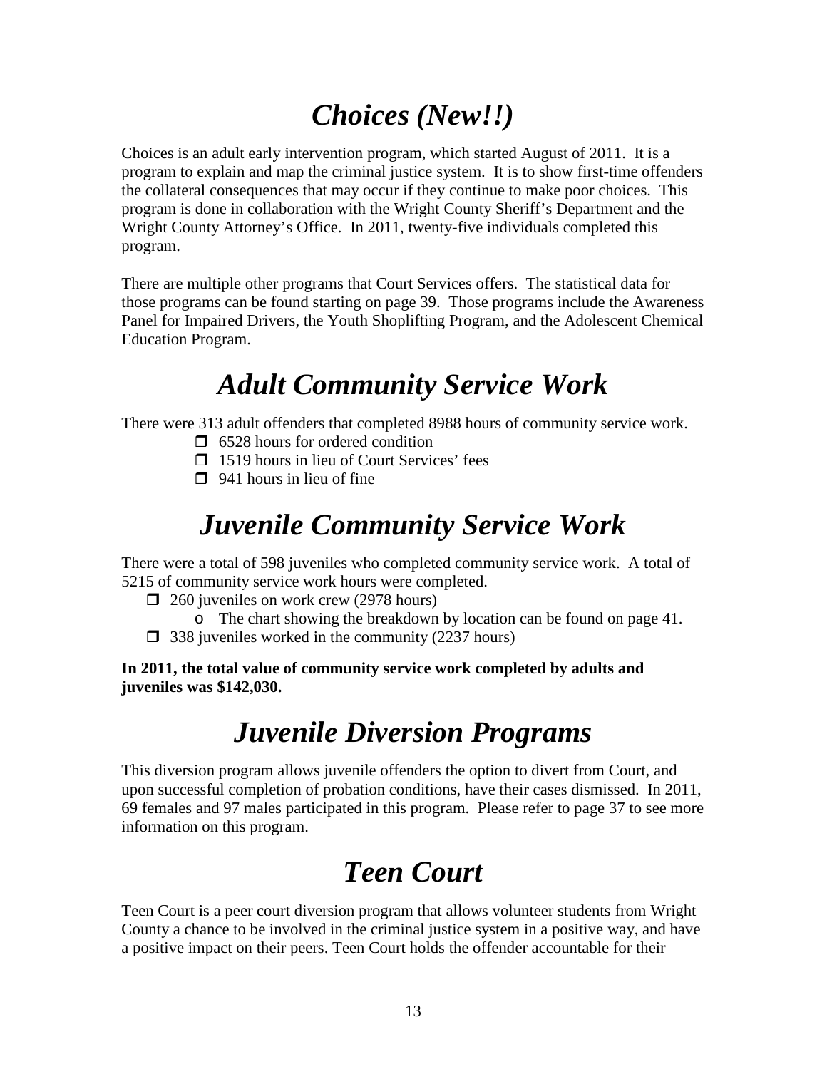# *Choices (New!!)*

Choices is an adult early intervention program, which started August of 2011. It is a program to explain and map the criminal justice system. It is to show first-time offenders the collateral consequences that may occur if they continue to make poor choices. This program is done in collaboration with the Wright County Sheriff's Department and the Wright County Attorney's Office. In 2011, twenty-five individuals completed this program.

There are multiple other programs that Court Services offers. The statistical data for those programs can be found starting on page 39. Those programs include the Awareness Panel for Impaired Drivers, the Youth Shoplifting Program, and the Adolescent Chemical Education Program.

# *Adult Community Service Work*

There were 313 adult offenders that completed 8988 hours of community service work.

- 6528 hours for ordered condition
- 1519 hours in lieu of Court Services' fees
- 941 hours in lieu of fine

# *Juvenile Community Service Work*

There were a total of 598 juveniles who completed community service work. A total of 5215 of community service work hours were completed.

- 260 juveniles on work crew (2978 hours)
  - The chart showing the breakdown by location can be found on page 41.
- 338 juveniles worked in the community (2237 hours)

**In 2011, the total value of community service work completed by adults and juveniles was $142,030.**

# *Juvenile Diversion Programs*

This diversion program allows juvenile offenders the option to divert from Court, and upon successful completion of probation conditions, have their cases dismissed. In 2011, 69 females and 97 males participated in this program. Please refer to page 37 to see more information on this program.

# *Teen Court*

Teen Court is a peer court diversion program that allows volunteer students from Wright County a chance to be involved in the criminal justice system in a positive way, and have a positive impact on their peers. Teen Court holds the offender accountable for their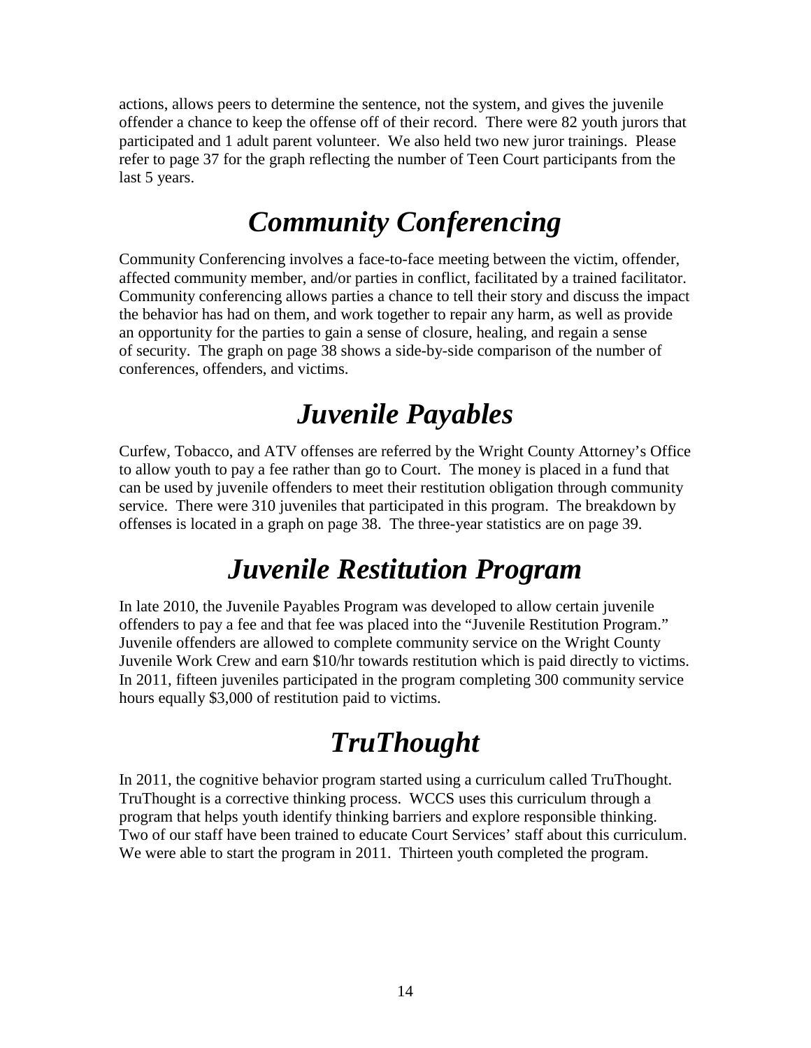actions, allows peers to determine the sentence, not the system, and gives the juvenile offender a chance to keep the offense off of their record. There were 82 youth jurors that participated and 1 adult parent volunteer. We also held two new juror trainings. Please refer to page 37 for the graph reflecting the number of Teen Court participants from the last 5 years.

# *Community Conferencing*

Community Conferencing involves a face-to-face meeting between the victim, offender, affected community member, and/or parties in conflict, facilitated by a trained facilitator. Community conferencing allows parties a chance to tell their story and discuss the impact the behavior has had on them, and work together to repair any harm, as well as provide an opportunity for the parties to gain a sense of closure, healing, and regain a sense of security. The graph on page 38 shows a side-by-side comparison of the number of conferences, offenders, and victims.

# *Juvenile Payables*

Curfew, Tobacco, and ATV offenses are referred by the Wright County Attorney's Office to allow youth to pay a fee rather than go to Court. The money is placed in a fund that can be used by juvenile offenders to meet their restitution obligation through community service. There were 310 juveniles that participated in this program. The breakdown by offenses is located in a graph on page 38. The three-year statistics are on page 39.

# *Juvenile Restitution Program*

In late 2010, the Juvenile Payables Program was developed to allow certain juvenile offenders to pay a fee and that fee was placed into the "Juvenile Restitution Program." Juvenile offenders are allowed to complete community service on the Wright County Juvenile Work Crew and earn $10/hr towards restitution which is paid directly to victims. In 2011, fifteen juveniles participated in the program completing 300 community service hours equally $3,000 of restitution paid to victims.

# *TruThought*

In 2011, the cognitive behavior program started using a curriculum called TruThought. TruThought is a corrective thinking process. WCCS uses this curriculum through a program that helps youth identify thinking barriers and explore responsible thinking. Two of our staff have been trained to educate Court Services' staff about this curriculum. We were able to start the program in 2011. Thirteen youth completed the program.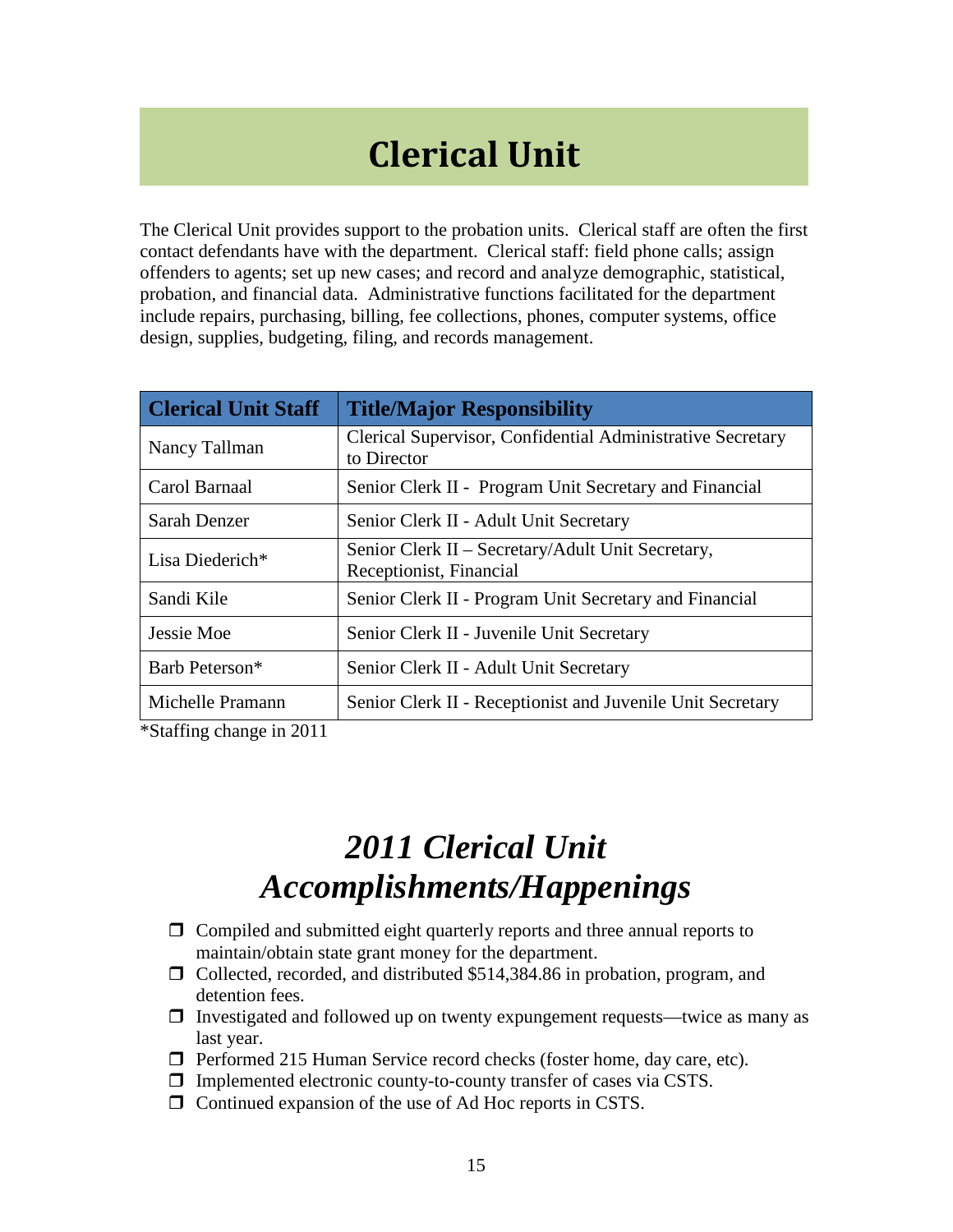# Clerical Unit

The Clerical Unit provides support to the probation units. Clerical staff are often the first contact defendants have with the department. Clerical staff: field phone calls; assign offenders to agents; set up new cases; and record and analyze demographic, statistical, probation, and financial data. Administrative functions facilitated for the department include repairs, purchasing, billing, fee collections, phones, computer systems, office design, supplies, budgeting, filing, and records management.

| Clerical Unit Staff | Title/Major Responsibility |
|---|---|
| Nancy Tallman | Clerical Supervisor, Confidential Administrative Secretary to Director |
| Carol Barnaal | Senior Clerk II - Program Unit Secretary and Financial |
| Sarah Denzer | Senior Clerk II - Adult Unit Secretary |
| Lisa Diederich* | Senior Clerk II – Secretary/Adult Unit Secretary, Receptionist, Financial |
| Sandi Kile | Senior Clerk II - Program Unit Secretary and Financial |
| Jessie Moe | Senior Clerk II - Juvenile Unit Secretary |
| Barb Peterson* | Senior Clerk II - Adult Unit Secretary |
| Michelle Pramann | Senior Clerk II - Receptionist and Juvenile Unit Secretary |

*Staffing change in 2011

## *2011 Clerical Unit Accomplishments/Happenings*

- Compiled and submitted eight quarterly reports and three annual reports to maintain/obtain state grant money for the department.
- Collected, recorded, and distributed $514,384.86 in probation, program, and detention fees.
- Investigated and followed up on twenty expungement requests—twice as many as last year.
- Performed 215 Human Service record checks (foster home, day care, etc).
- Implemented electronic county-to-county transfer of cases via CSTS.
- Continued expansion of the use of Ad Hoc reports in CSTS.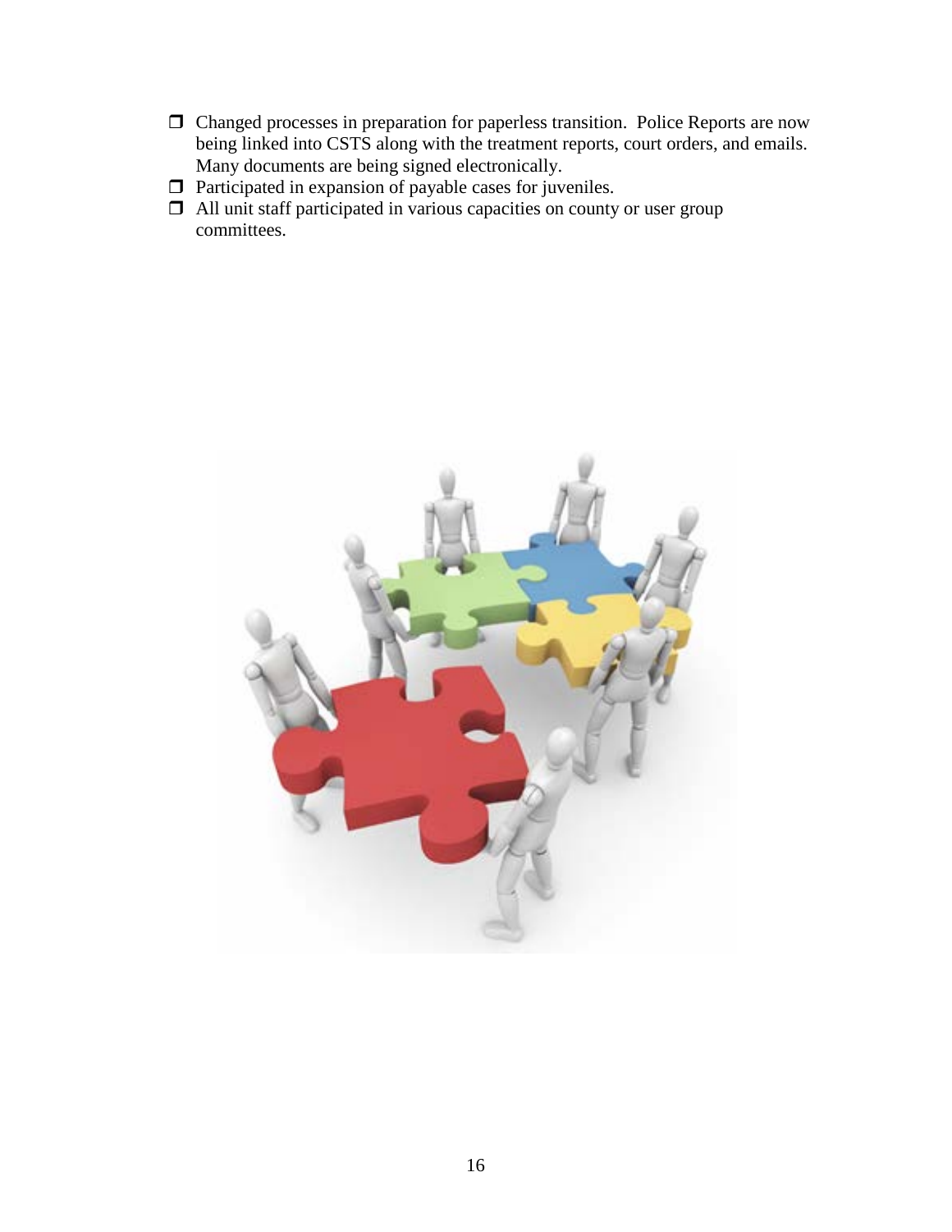- Changed processes in preparation for paperless transition. Police Reports are now being linked into CSTS along with the treatment reports, court orders, and emails. Many documents are being signed electronically.
- Participated in expansion of payable cases for juveniles.
- All unit staff participated in various capacities on county or user group committees.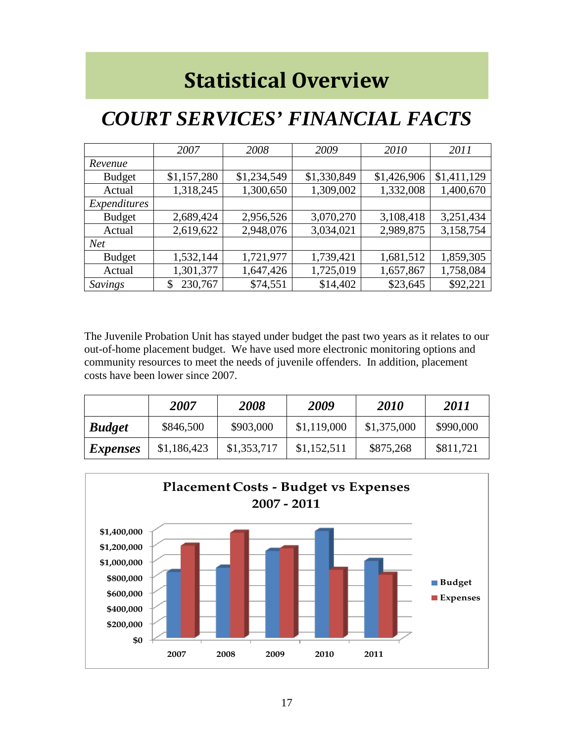# Statistical Overview

## *COURT SERVICES' FINANCIAL FACTS*

| | *2007* | *2008* | *2009* | *2010* | *2011* |
|---|---|---|---|---|---|
| *Revenue* | | | | | |
| Budget | $1,157,280 | $1,234,549 | $1,330,849 | $1,426,906 | $1,411,129 |
| Actual | 1,318,245 | 1,300,650 | 1,309,002 | 1,332,008 | 1,400,670 |
| *Expenditures* | | | | | |
| Budget | 2,689,424 | 2,956,526 | 3,070,270 | 3,108,418 | 3,251,434 |
| Actual | 2,619,622 | 2,948,076 | 3,034,021 | 2,989,875 | 3,158,754 |
| *Net* | | | | | |
| Budget | 1,532,144 | 1,721,977 | 1,739,421 | 1,681,512 | 1,859,305 |
| Actual | 1,301,377 | 1,647,426 | 1,725,019 | 1,657,867 | 1,758,084 |
| *Savings* | $ 230,767 | $74,551 | $14,402 | $23,645 | $92,221 |

The Juvenile Probation Unit has stayed under budget the past two years as it relates to our out-of-home placement budget. We have used more electronic monitoring options and community resources to meet the needs of juvenile offenders. In addition, placement costs have been lower since 2007.

| | ***2007*** | ***2008*** | ***2009*** | ***2010*** | ***2011*** |
|---|---|---|---|---|---|
| ***Budget*** | $846,500 | $903,000 | $1,119,000 | $1,375,000 | $990,000 |
| ***Expenses*** | $1,186,423 | $1,353,717 | $1,152,511 | $875,268 | $811,721 |

**Placement Costs - Budget vs Expenses 2007 - 2011**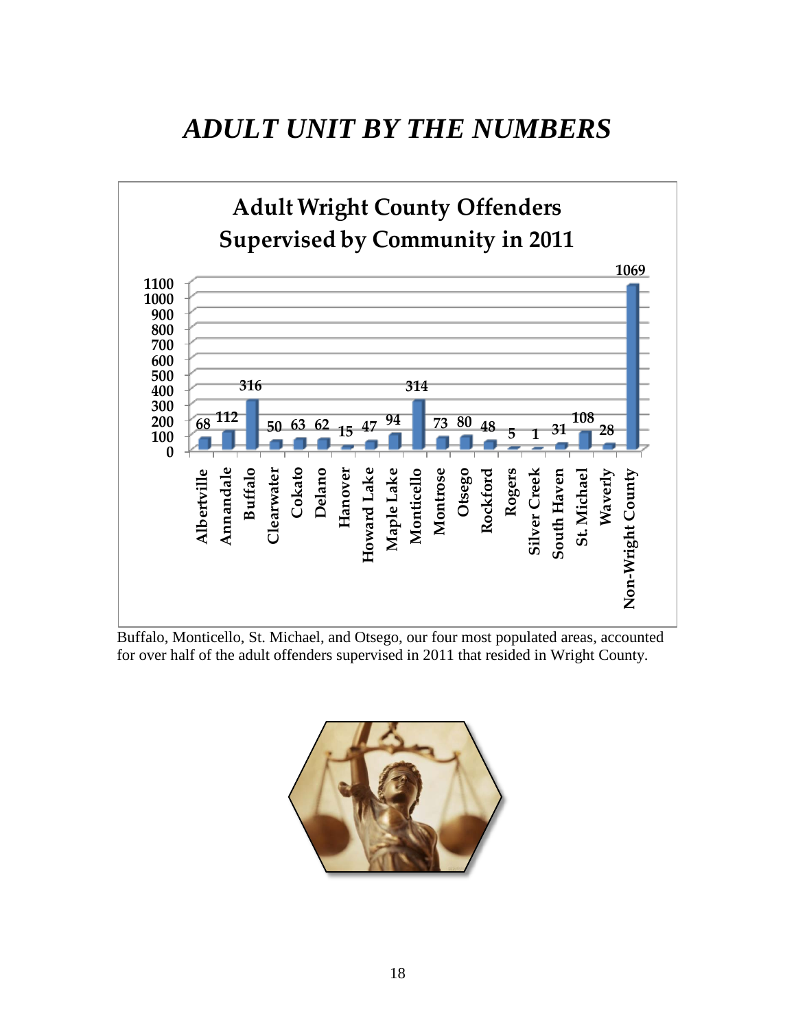# *ADULT UNIT BY THE NUMBERS*

**Adult Wright County Offenders Supervised by Community in 2011**

| Community | Offenders |
|---|---|
| Albertville | 68 |
| Annandale | 112 |
| Buffalo | 316 |
| Clearwater | 50 |
| Cokato | 63 |
| Delano | 62 |
| Hanover | 15 |
| Howard Lake | 47 |
| Maple Lake | 94 |
| Monticello | 314 |
| Montrose | 73 |
| Otsego | 80 |
| Rockford | 48 |
| Rogers | 5 |
| Silver Creek | 1 |
| South Haven | 31 |
| St. Michael | 108 |
| Waverly | 28 |
| Non-Wright County | 1069 |

Buffalo, Monticello, St. Michael, and Otsego, our four most populated areas, accounted for over half of the adult offenders supervised in 2011 that resided in Wright County.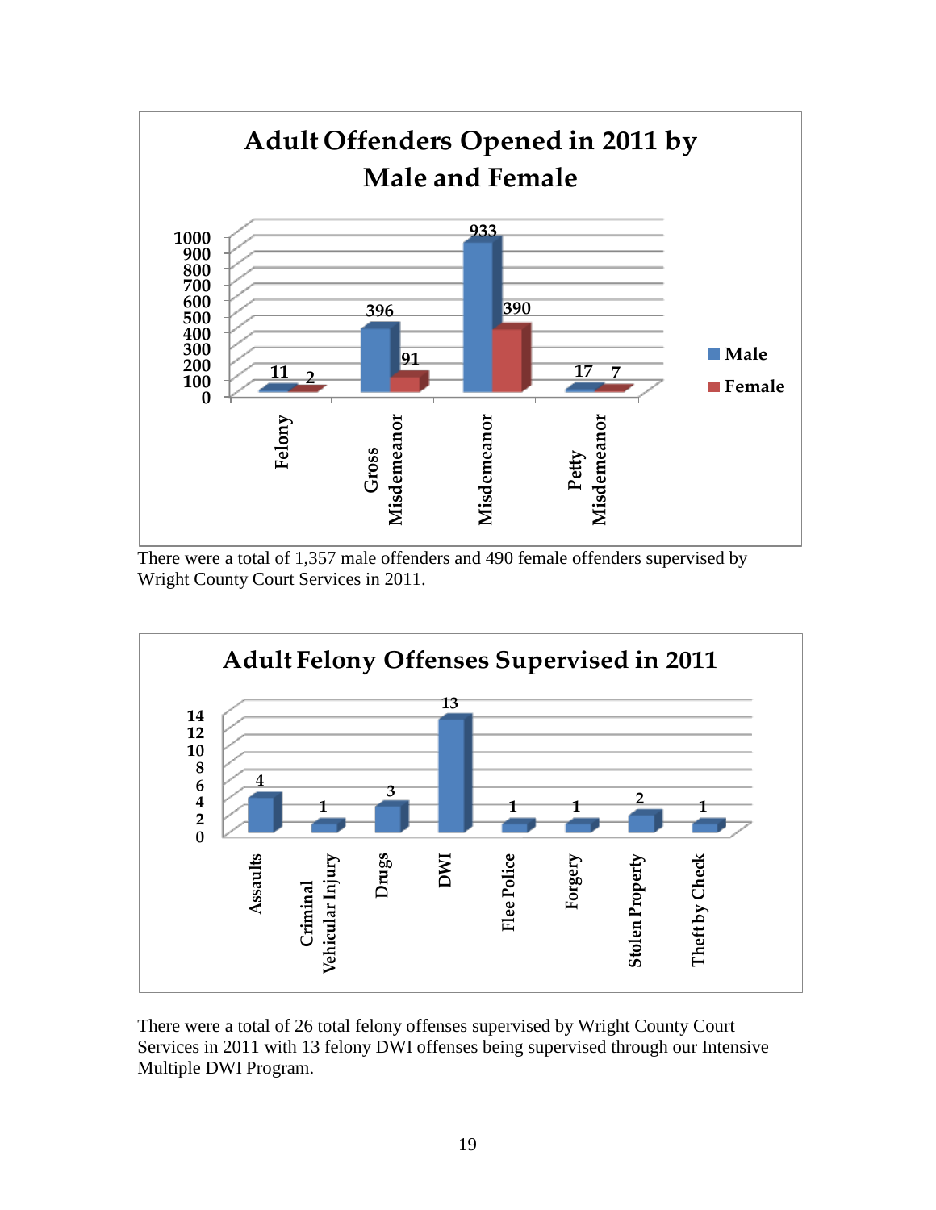## Adult Offenders Opened in 2011 by Male and Female

| | Male | Female |
|---|---|---|
| Felony | 11 | 2 |
| Gross Misdemeanor | 396 | 91 |
| Misdemeanor | 933 | 390 |
| Petty Misdemeanor | 17 | 7 |

There were a total of 1,357 male offenders and 490 female offenders supervised by Wright County Court Services in 2011.

## Adult Felony Offenses Supervised in 2011

| Offense | Count |
|---|---|
| Assaults | 4 |
| Criminal Vehicular Injury | 1 |
| Drugs | 3 |
| DWI | 13 |
| Flee Police | 1 |
| Forgery | 1 |
| Stolen Property | 2 |
| Theft by Check | 1 |

There were a total of 26 total felony offenses supervised by Wright County Court Services in 2011 with 13 felony DWI offenses being supervised through our Intensive Multiple DWI Program.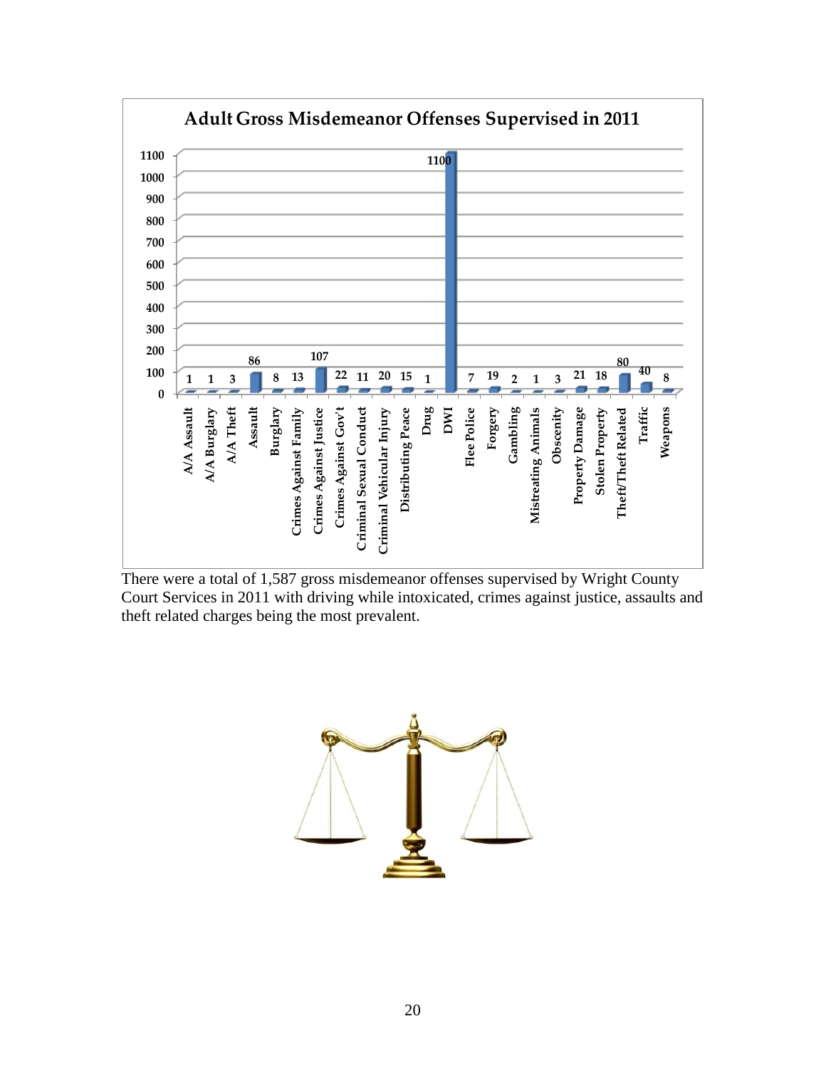**Adult Gross Misdemeanor Offenses Supervised in 2011**

| Offense | Count |
|---|---|
| A/A Assault | 1 |
| A/A Burglary | 1 |
| A/A Theft | 3 |
| Assault | 86 |
| Burglary | 8 |
| Crimes Against Family | 13 |
| Crimes Against Justice | 107 |
| Crimes Against Gov't | 22 |
| Criminal Sexual Conduct | 11 |
| Criminal Vehicular Injury | 20 |
| Distributing Peace | 15 |
| Drug | 1 |
| DWI | 1100 |
| Flee Police | 7 |
| Forgery | 19 |
| Gambling | 2 |
| Mistreating Animals | 1 |
| Obscenity | 3 |
| Property Damage | 21 |
| Stolen Property | 18 |
| Theft/Theft Related | 80 |
| Traffic | 40 |
| Weapons | 8 |

There were a total of 1,587 gross misdemeanor offenses supervised by Wright County Court Services in 2011 with driving while intoxicated, crimes against justice, assaults and theft related charges being the most prevalent.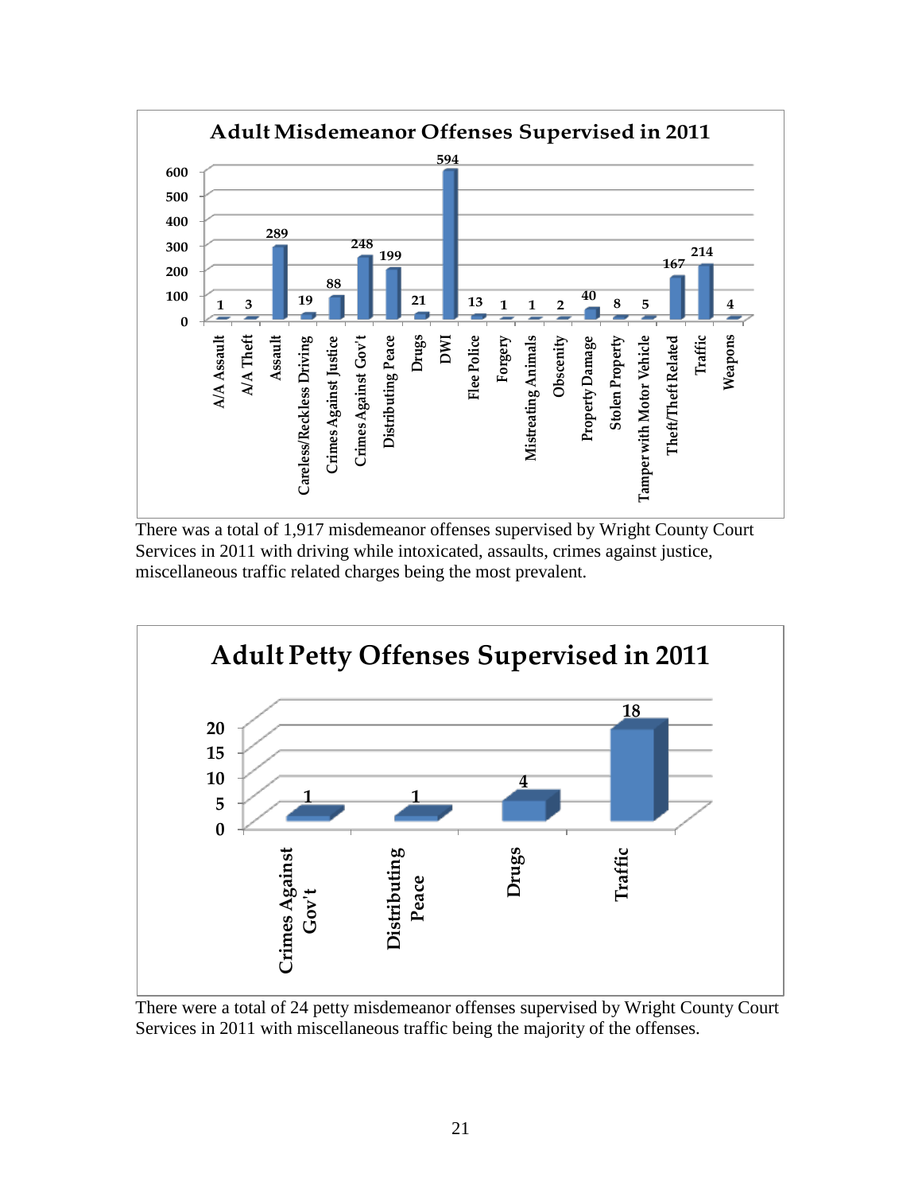## Adult Misdemeanor Offenses Supervised in 2011

| Offense | Count |
|---|---|
| A/A Assault | 1 |
| A/A Theft | 3 |
| Assault | 289 |
| Careless/Reckless Driving | 19 |
| Crimes Against Justice | 88 |
| Crimes Against Gov't | 248 |
| Distributing Peace | 199 |
| Drugs | 21 |
| DWI | 594 |
| Flee Police | 13 |
| Forgery | 1 |
| Mistreating Animals | 1 |
| Obscenity | 2 |
| Property Damage | 40 |
| Stolen Property | 8 |
| Tamper with Motor Vehicle | 5 |
| Theft/Theft Related | 167 |
| Traffic | 214 |
| Weapons | 4 |

There was a total of 1,917 misdemeanor offenses supervised by Wright County Court Services in 2011 with driving while intoxicated, assaults, crimes against justice, miscellaneous traffic related charges being the most prevalent.

## Adult Petty Offenses Supervised in 2011

| Offense | Count |
|---|---|
| Crimes Against Gov't | 1 |
| Distributing Peace | 1 |
| Drugs | 4 |
| Traffic | 18 |

There were a total of 24 petty misdemeanor offenses supervised by Wright County Court Services in 2011 with miscellaneous traffic being the majority of the offenses.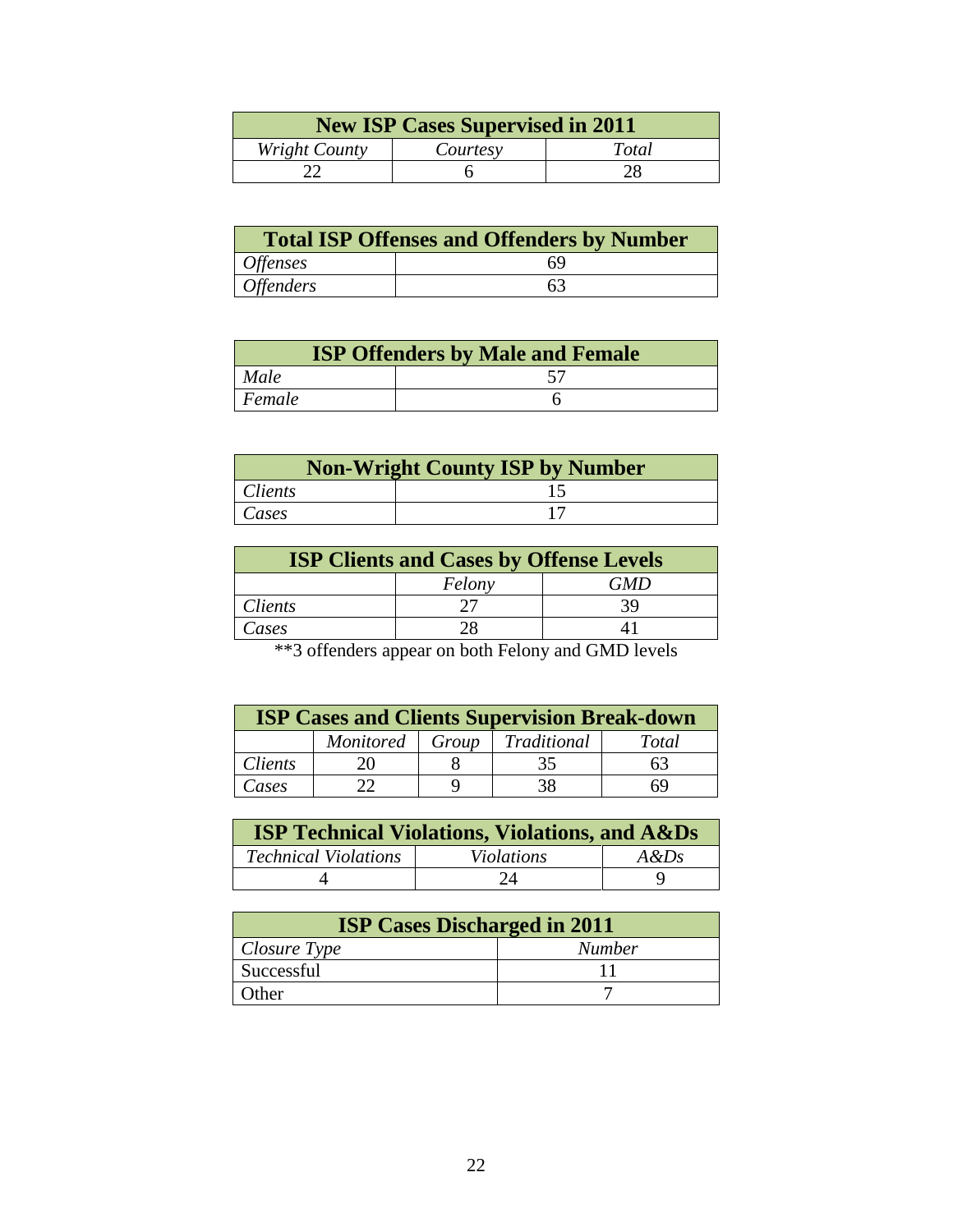| New ISP Cases Supervised in 2011 | | |
|---|---|---|
| *Wright County* | *Courtesy* | *Total* |
| 22 | 6 | 28 |

| Total ISP Offenses and Offenders by Number | |
|---|---|
| *Offenses* | 69 |
| *Offenders* | 63 |

| ISP Offenders by Male and Female | |
|---|---|
| *Male* | 57 |
| *Female* | 6 |

| Non-Wright County ISP by Number | |
|---|---|
| *Clients* | 15 |
| *Cases* | 17 |

| ISP Clients and Cases by Offense Levels | | |
|---|---|---|
| | *Felony* | *GMD* |
| *Clients* | 27 | 39 |
| *Cases* | 28 | 41 |

**3 offenders appear on both Felony and GMD levels

| ISP Cases and Clients Supervision Break-down | | | | |
|---|---|---|---|---|
| | *Monitored* | *Group* | *Traditional* | *Total* |
| *Clients* | 20 | 8 | 35 | 63 |
| *Cases* | 22 | 9 | 38 | 69 |

| ISP Technical Violations, Violations, and A&Ds | | |
|---|---|---|
| *Technical Violations* | *Violations* | *A&Ds* |
| 4 | 24 | 9 |

| ISP Cases Discharged in 2011 | |
|---|---|
| *Closure Type* | *Number* |
| Successful | 11 |
| Other | 7 |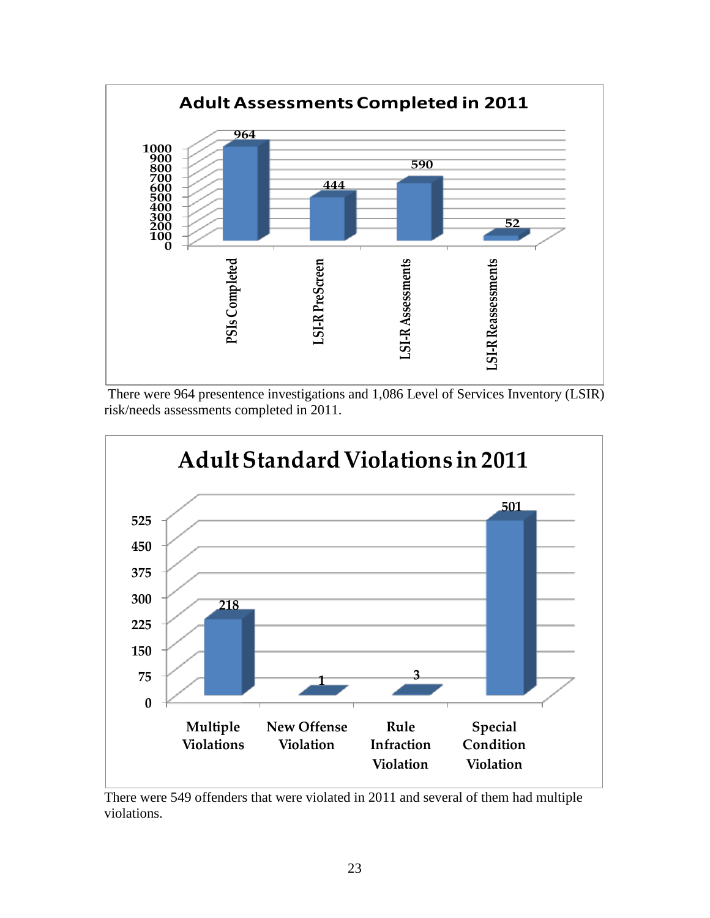## Adult Assessments Completed in 2011

| Assessment | Count |
|---|---|
| PSIs Completed | 964 |
| LSI-R PreScreen | 444 |
| LSI-R Assessments | 590 |
| LSI-R Reassessments | 52 |

There were 964 presentence investigations and 1,086 Level of Services Inventory (LSIR) risk/needs assessments completed in 2011.

## Adult Standard Violations in 2011

| Violation Type | Count |
|---|---|
| Multiple Violations | 218 |
| New Offense Violation | 1 |
| Rule Infraction Violation | 3 |
| Special Condition Violation | 501 |

There were 549 offenders that were violated in 2011 and several of them had multiple violations.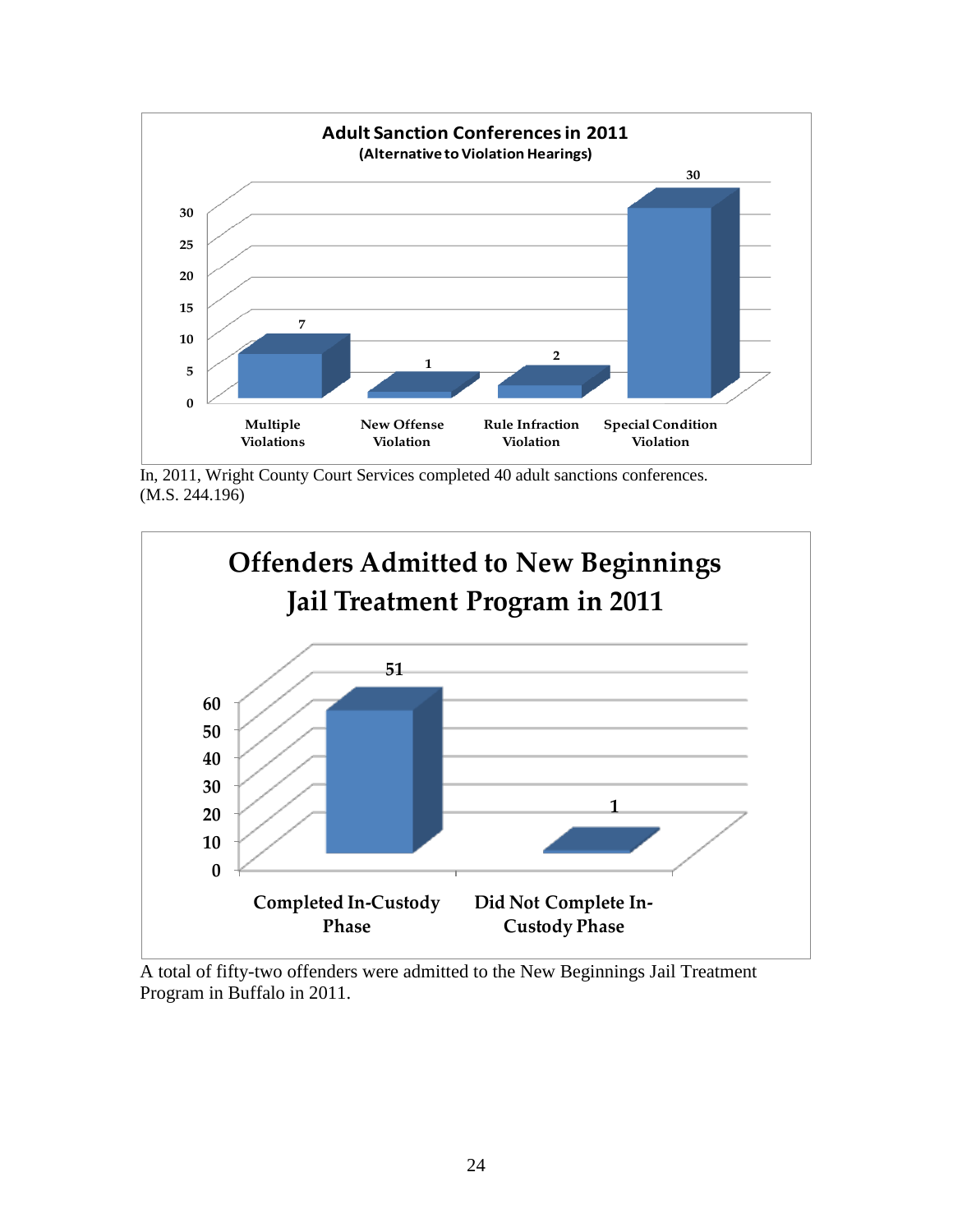**Adult Sanction Conferences in 2011**
**(Alternative to Violation Hearings)**

| Category | Count |
|---|---|
| Multiple Violations | 7 |
| New Offense Violation | 1 |
| Rule Infraction Violation | 2 |
| Special Condition Violation | 30 |

In, 2011, Wright County Court Services completed 40 adult sanctions conferences. (M.S. 244.196)

**Offenders Admitted to New Beginnings Jail Treatment Program in 2011**

| Category | Count |
|---|---|
| Completed In-Custody Phase | 51 |
| Did Not Complete In-Custody Phase | 1 |

A total of fifty-two offenders were admitted to the New Beginnings Jail Treatment Program in Buffalo in 2011.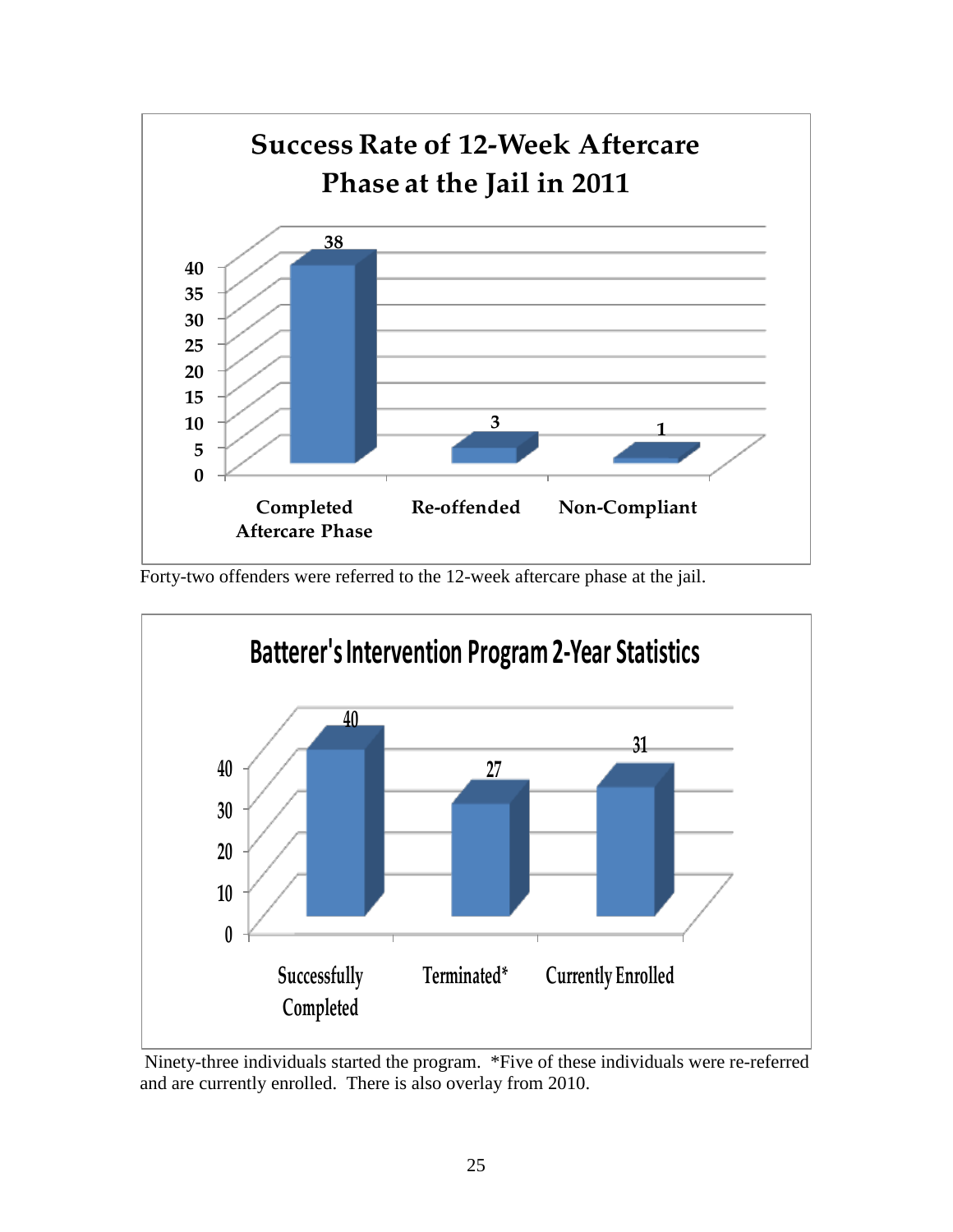**Success Rate of 12-Week Aftercare Phase at the Jail in 2011**

| Category | Count |
|---|---|
| Completed Aftercare Phase | 38 |
| Re-offended | 3 |
| Non-Compliant | 1 |

Forty-two offenders were referred to the 12-week aftercare phase at the jail.

**Batterer's Intervention Program 2-Year Statistics**

| Category | Count |
|---|---|
| Successfully Completed | 40 |
| Terminated* | 27 |
| Currently Enrolled | 31 |

Ninety-three individuals started the program. *Five of these individuals were re-referred and are currently enrolled. There is also overlay from 2010.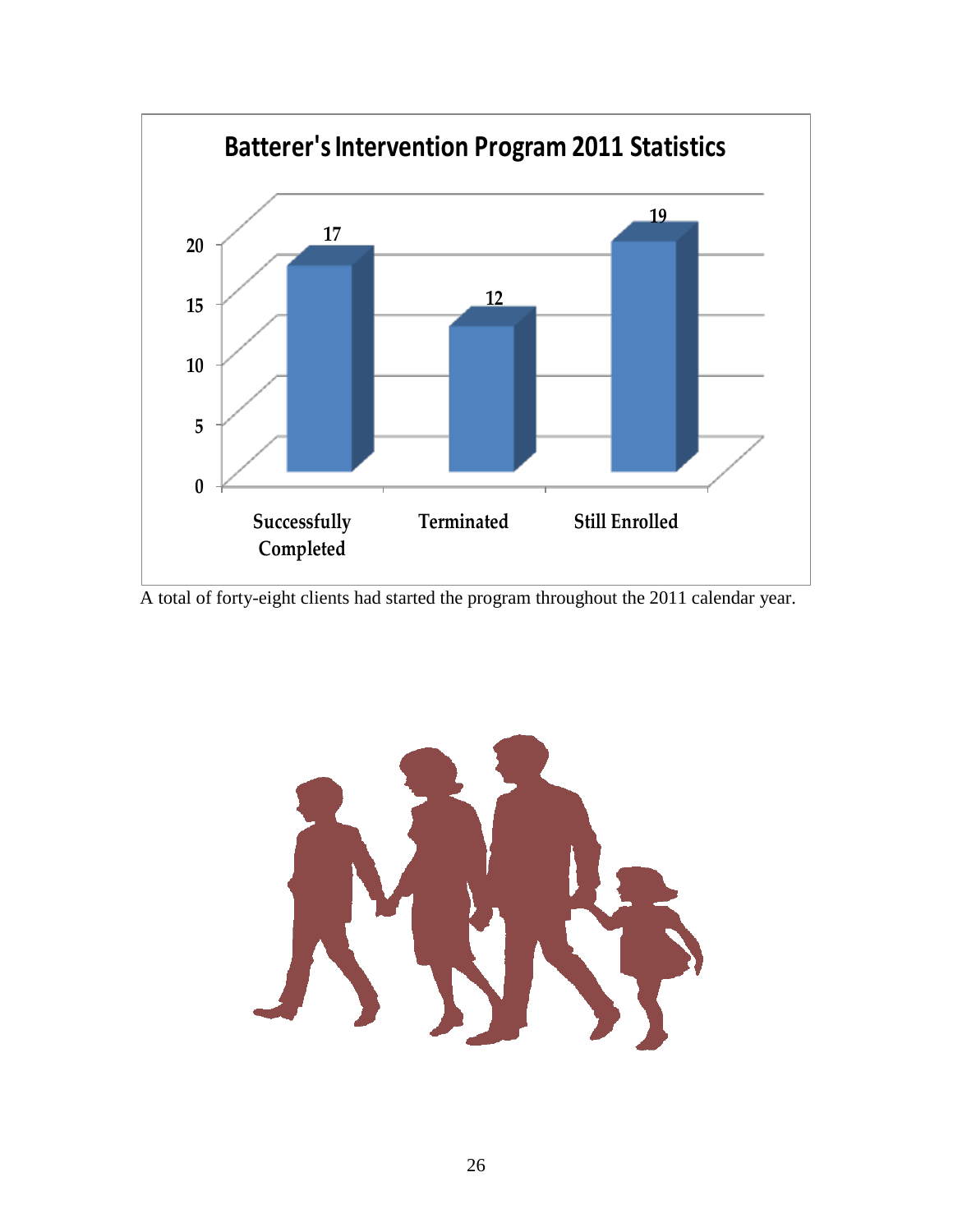**Batterer's Intervention Program 2011 Statistics**

| Category | Count |
|---|---|
| Successfully Completed | 17 |
| Terminated | 12 |
| Still Enrolled | 19 |

A total of forty-eight clients had started the program throughout the 2011 calendar year.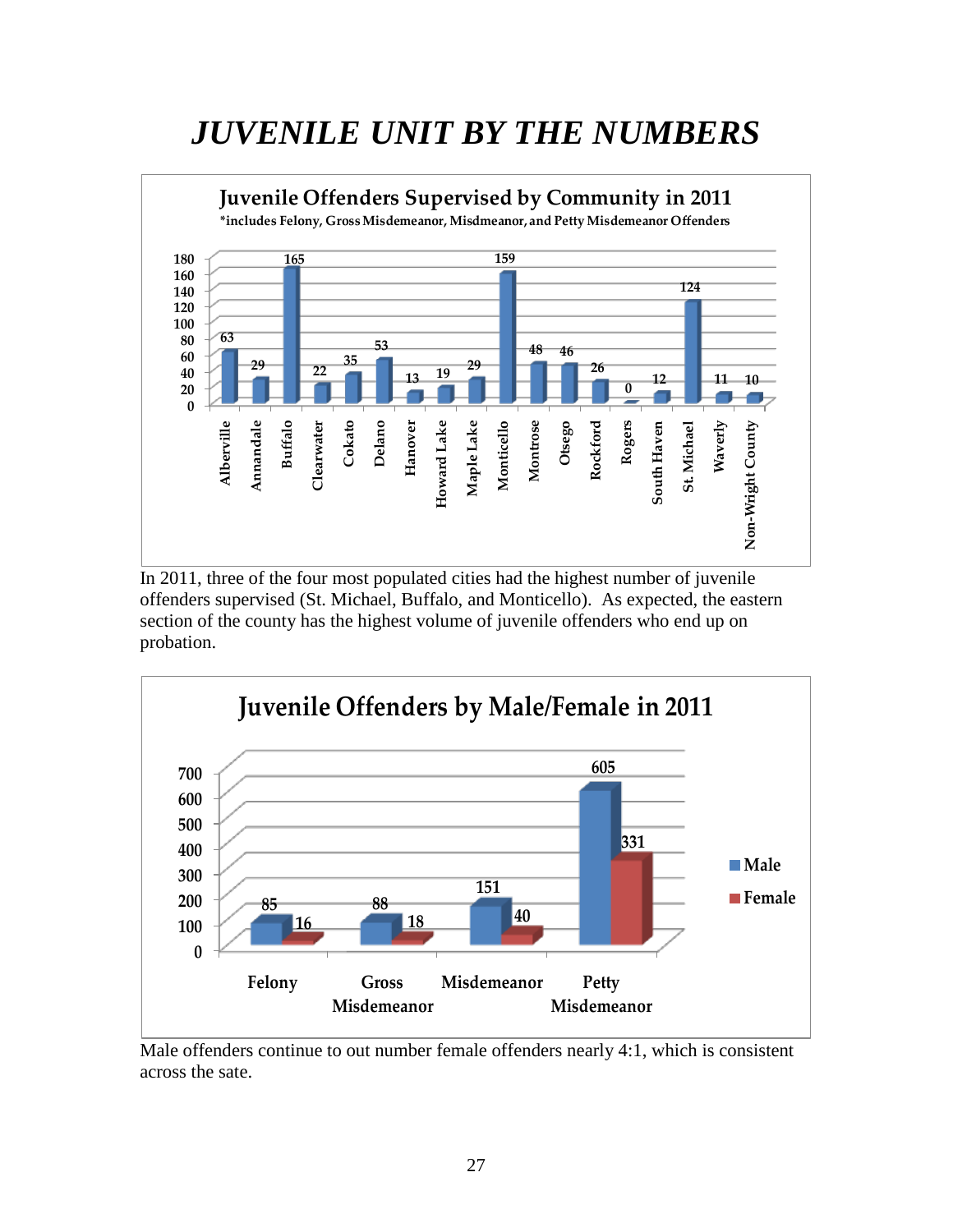# *JUVENILE UNIT BY THE NUMBERS*

**Juvenile Offenders Supervised by Community in 2011**

*includes Felony, Gross Misdemeanor, Misdmeanor, and Petty Misdemeanor Offenders

| Community | Offenders |
|---|---|
| Albertville | 63 |
| Annandale | 29 |
| Buffalo | 165 |
| Clearwater | 22 |
| Cokato | 35 |
| Delano | 53 |
| Hanover | 13 |
| Howard Lake | 19 |
| Maple Lake | 29 |
| Monticello | 159 |
| Montrose | 48 |
| Otsego | 46 |
| Rockford | 26 |
| Rogers | 0 |
| South Haven | 12 |
| St. Michael | 124 |
| Waverly | 11 |
| Non-Wright County | 10 |

In 2011, three of the four most populated cities had the highest number of juvenile offenders supervised (St. Michael, Buffalo, and Monticello). As expected, the eastern section of the county has the highest volume of juvenile offenders who end up on probation.

**Juvenile Offenders by Male/Female in 2011**

| Offense | Male | Female |
|---|---|---|
| Felony | 85 | 16 |
| Gross Misdemeanor | 88 | 18 |
| Misdemeanor | 151 | 40 |
| Petty Misdemeanor | 605 | 331 |

Male offenders continue to out number female offenders nearly 4:1, which is consistent across the sate.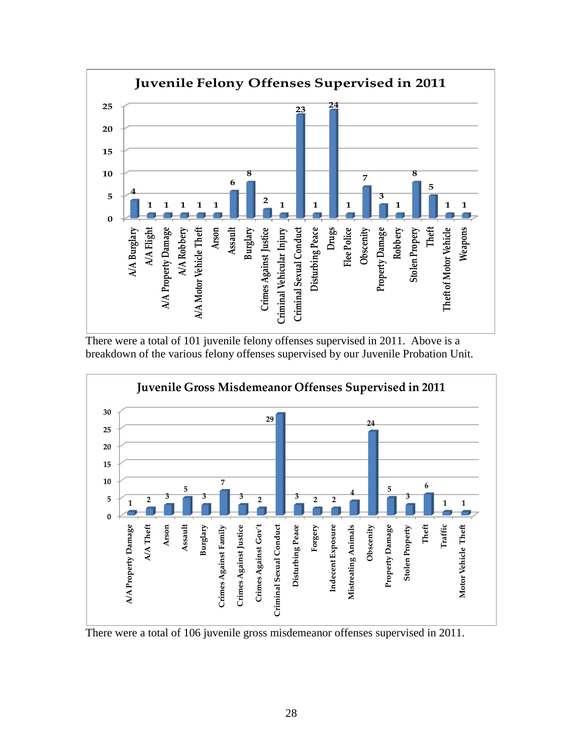## Juvenile Felony Offenses Supervised in 2011

| Offense | Count |
|---|---|
| A/A Burglary | 4 |
| A/A Flight | 1 |
| A/A Property Damage | 1 |
| A/A Robbery | 1 |
| A/A Motor Vehicle Theft | 1 |
| Arson | 1 |
| Assault | 6 |
| Burglary | 8 |
| Crimes Against Justice | 2 |
| Criminal Vehicular Injury | 1 |
| Criminal Sexual Conduct | 23 |
| Disturbing Peace | 1 |
| Drugs | 24 |
| Flee Police | 1 |
| Obscenity | 7 |
| Property Damage | 3 |
| Robbery | 1 |
| Stolen Propery | 8 |
| Theft | 5 |
| Theft of Motor Vehicle | 1 |
| Weapons | 1 |

There were a total of 101 juvenile felony offenses supervised in 2011. Above is a breakdown of the various felony offenses supervised by our Juvenile Probation Unit.

## Juvenile Gross Misdemeanor Offenses Supervised in 2011

| Offense | Count |
|---|---|
| A/A Property Damage | 1 |
| A/A Theft | 2 |
| Arson | 3 |
| Assault | 5 |
| Burglary | 3 |
| Crimes Against Family | 7 |
| Crimes Against Justice | 3 |
| Crimes Against Gov't | 2 |
| Criminal Sexual Conduct | 29 |
| Disturbing Peace | 3 |
| Forgery | 2 |
| Indecent Exposure | 2 |
| Mistreating Animals | 4 |
| Obscenity | 24 |
| Property Damage | 5 |
| Stolen Property | 3 |
| Theft | 6 |
| Traffic | 1 |
| Motor Vehicle Theft | 1 |

There were a total of 106 juvenile gross misdemeanor offenses supervised in 2011.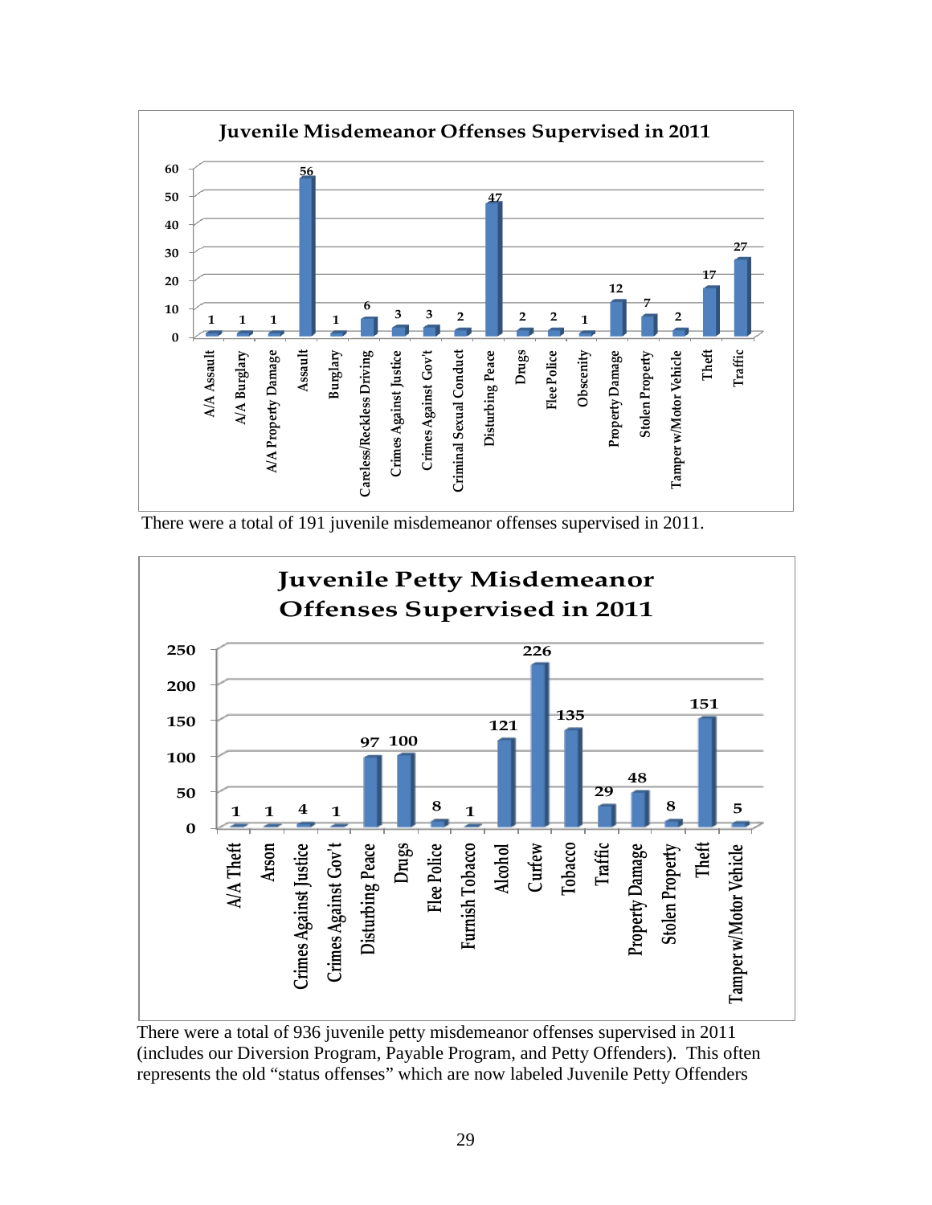## Juvenile Misdemeanor Offenses Supervised in 2011

| Offense | Count |
|---|---|
| A/A Assault | 1 |
| A/A Burglary | 1 |
| A/A Property Damage | 1 |
| Assault | 56 |
| Burglary | 1 |
| Careless/Reckless Driving | 6 |
| Crimes Against Justice | 3 |
| Crimes Against Gov't | 3 |
| Criminal Sexual Conduct | 2 |
| Disturbing Peace | 47 |
| Drugs | 2 |
| Flee Police | 2 |
| Obscenity | 1 |
| Property Damage | 12 |
| Stolen Property | 7 |
| Tamper w/Motor Vehicle | 2 |
| Theft | 17 |
| Traffic | 27 |

There were a total of 191 juvenile misdemeanor offenses supervised in 2011.

## Juvenile Petty Misdemeanor Offenses Supervised in 2011

| Offense | Count |
|---|---|
| A/A Theft | 1 |
| Arson | 1 |
| Crimes Against Justice | 4 |
| Crimes Against Gov't | 1 |
| Disturbing Peace | 97 |
| Drugs | 100 |
| Flee Police | 8 |
| Furnish Tobacco | 1 |
| Alcohol | 121 |
| Curfew | 226 |
| Tobacco | 135 |
| Traffic | 29 |
| Property Damage | 48 |
| Stolen Property | 8 |
| Theft | 151 |
| Tamper w/Motor Vehicle | 5 |

There were a total of 936 juvenile petty misdemeanor offenses supervised in 2011 (includes our Diversion Program, Payable Program, and Petty Offenders). This often represents the old "status offenses" which are now labeled Juvenile Petty Offenders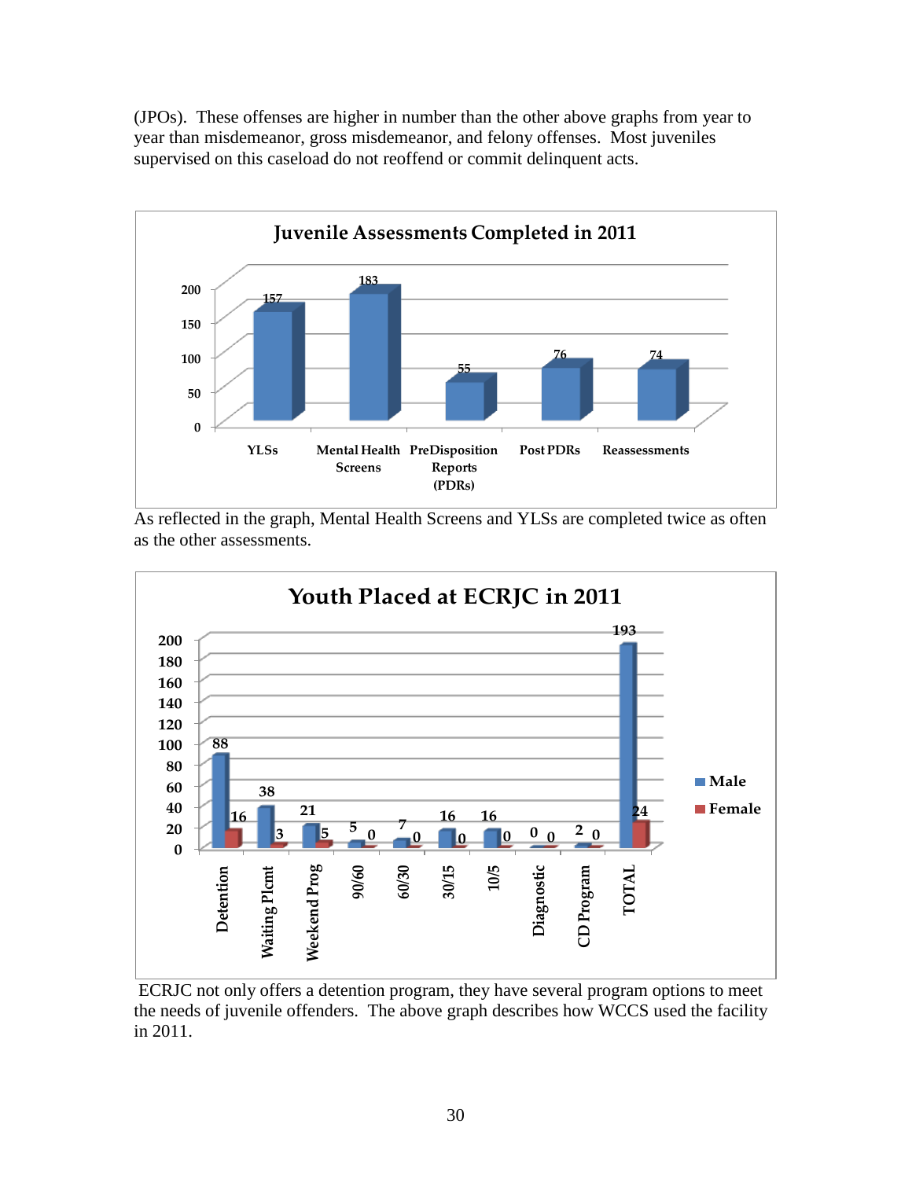(JPOs). These offenses are higher in number than the other above graphs from year to year than misdemeanor, gross misdemeanor, and felony offenses. Most juveniles supervised on this caseload do not reoffend or commit delinquent acts.

**Juvenile Assessments Completed in 2011**

| Assessment | Number |
|---|---|
| YLSs | 157 |
| Mental Health Screens | 183 |
| PreDisposition Reports (PDRs) | 55 |
| Post PDRs | 76 |
| Reassessments | 74 |

As reflected in the graph, Mental Health Screens and YLSs are completed twice as often as the other assessments.

**Youth Placed at ECRJC in 2011**

| Program | Male | Female |
|---|---|---|
| Detention | 88 | 16 |
| Waiting Plcmt | 38 | 3 |
| Weekend Prog | 21 | 5 |
| 90/60 | 5 | 0 |
| 60/30 | 7 | 0 |
| 30/15 | 16 | 0 |
| 10/5 | 16 | 0 |
| Diagnostic | 0 | 0 |
| CD Program | 2 | 0 |
| TOTAL | 193 | 24 |

ECRJC not only offers a detention program, they have several program options to meet the needs of juvenile offenders. The above graph describes how WCCS used the facility in 2011.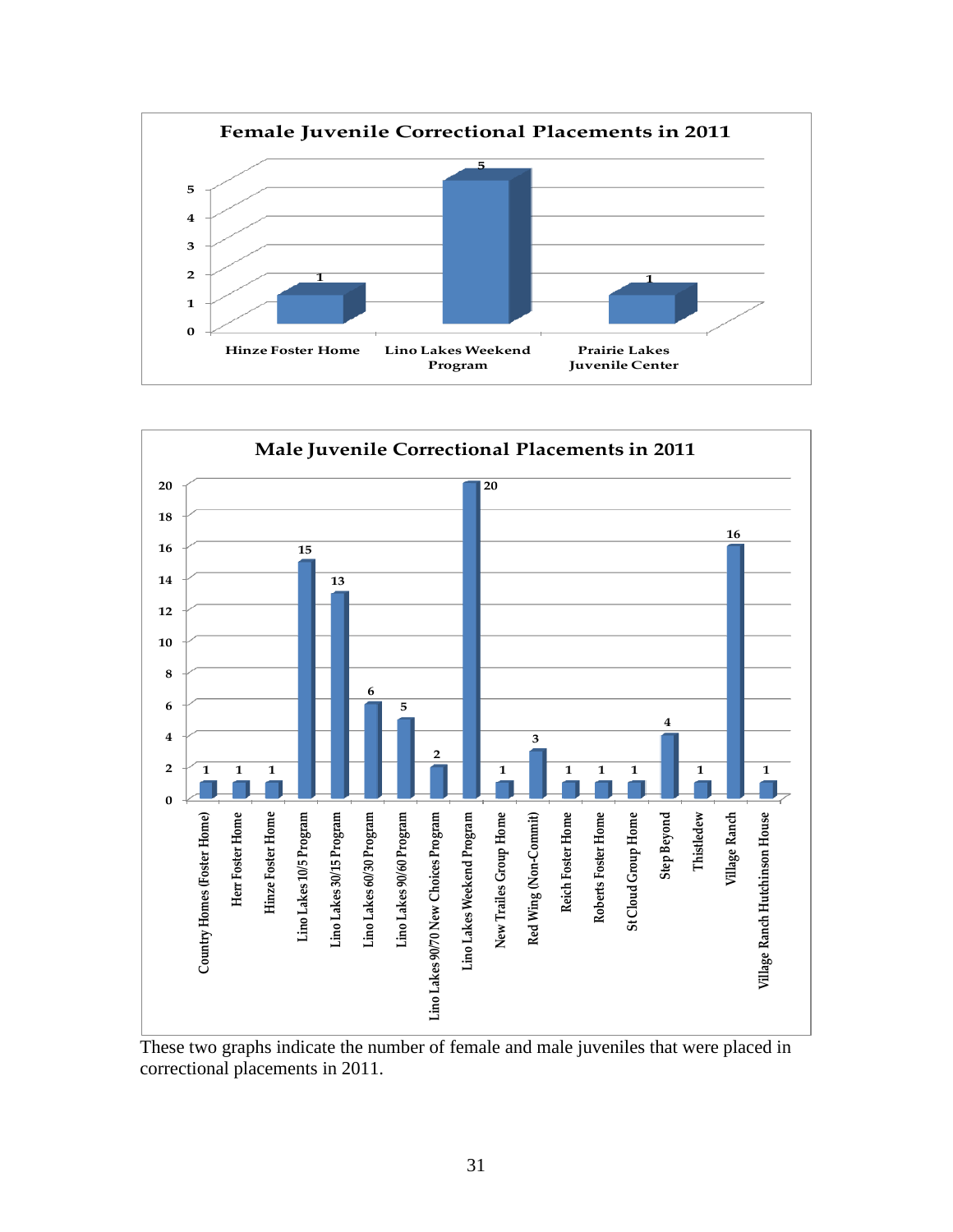**Female Juvenile Correctional Placements in 2011**

| Placement | Count |
| --- | --- |
| Hinze Foster Home | 1 |
| Lino Lakes Weekend Program | 5 |
| Prairie Lakes Juvenile Center | 1 |

**Male Juvenile Correctional Placements in 2011**

| Placement | Count |
| --- | --- |
| Country Homes (Foster Home) | 1 |
| Herr Foster Home | 1 |
| Hinze Foster Home | 1 |
| Lino Lakes 10/5 Program | 15 |
| Lino Lakes 30/15 Program | 13 |
| Lino Lakes 60/30 Program | 6 |
| Lino Lakes 90/60 Program | 5 |
| Lino Lakes 90/70 New Choices Program | 2 |
| Lino Lakes Weekend Program | 20 |
| New Trailes Group Home | 1 |
| Red Wing (Non-Commit) | 3 |
| Reich Foster Home | 1 |
| Roberts Foster Home | 1 |
| St Cloud Group Home | 1 |
| Step Beyond | 4 |
| Thistledew | 1 |
| Village Ranch | 16 |
| Village Ranch Hutchinson House | 1 |

These two graphs indicate the number of female and male juveniles that were placed in correctional placements in 2011.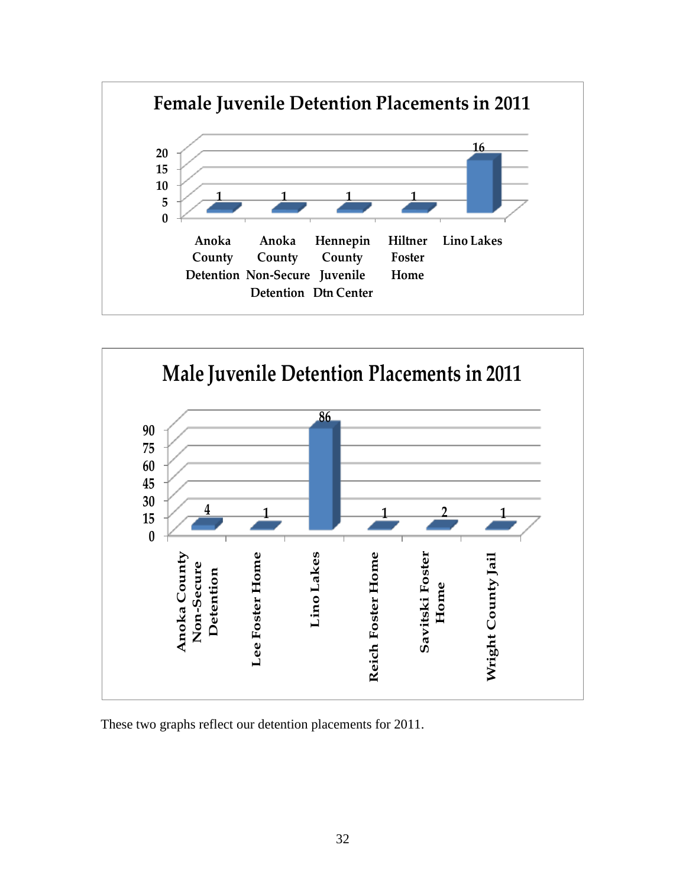## Female Juvenile Detention Placements in 2011

| Placement | Count |
|---|---|
| Anoka County Detention | 1 |
| Anoka County Non-Secure Detention | 1 |
| Hennepin County Juvenile Dtn Center | 1 |
| Hiltner Foster Home | 1 |
| Lino Lakes | 16 |

## Male Juvenile Detention Placements in 2011

| Placement | Count |
|---|---|
| Anoka County Non-Secure Detention | 4 |
| Lee Foster Home | 1 |
| Lino Lakes | 86 |
| Reich Foster Home | 1 |
| Savitski Foster Home | 2 |
| Wright County Jail | 1 |

These two graphs reflect our detention placements for 2011.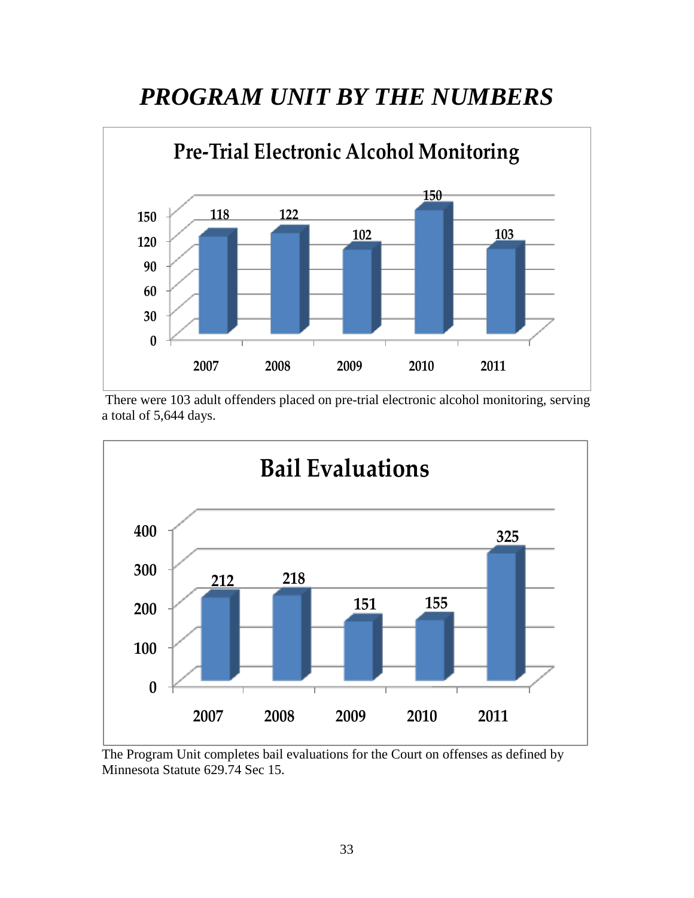# *PROGRAM UNIT BY THE NUMBERS*

**Pre-Trial Electronic Alcohol Monitoring**

| Year | Count |
|---|---|
| 2007 | 118 |
| 2008 | 122 |
| 2009 | 102 |
| 2010 | 150 |
| 2011 | 103 |

There were 103 adult offenders placed on pre-trial electronic alcohol monitoring, serving a total of 5,644 days.

**Bail Evaluations**

| Year | Count |
|---|---|
| 2007 | 212 |
| 2008 | 218 |
| 2009 | 151 |
| 2010 | 155 |
| 2011 | 325 |

The Program Unit completes bail evaluations for the Court on offenses as defined by Minnesota Statute 629.74 Sec 15.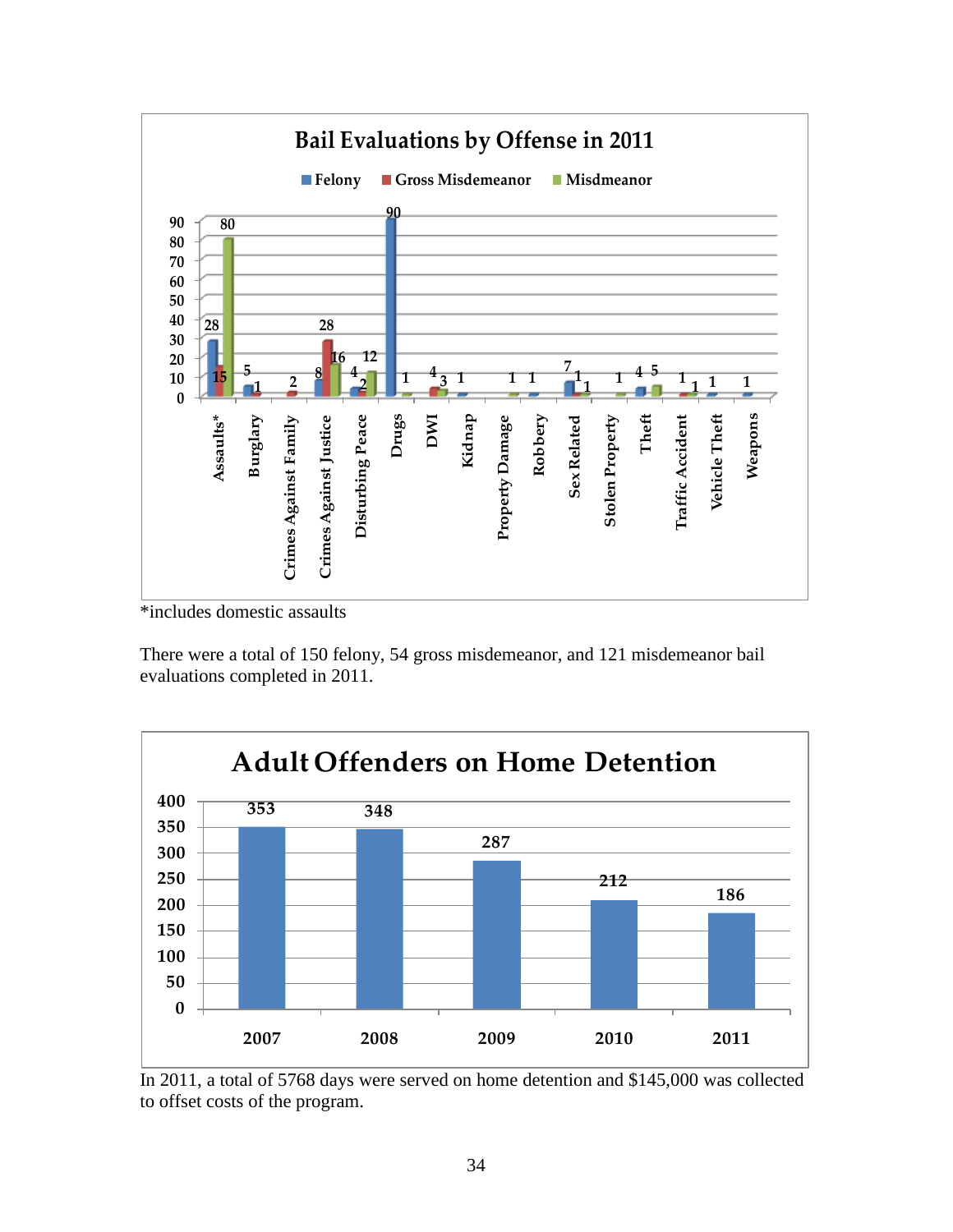## Bail Evaluations by Offense in 2011

| Offense | Felony | Gross Misdemeanor | Misdmeanor |
|---|---|---|---|
| Assaults* | 28 | 15 | 80 |
| Burglary | 5 | 1 | |
| Crimes Against Family | | 2 | |
| Crimes Against Justice | 8 | 28 | 16 |
| Disturbing Peace | 4 | 2 | 12 |
| Drugs | 90 | | 1 |
| DWI | | 4 | 3 |
| Kidnap | 1 | | |
| Property Damage | | | 1 |
| Robbery | 1 | | |
| Sex Related | 7 | 1 | 1 |
| Stolen Property | | | 1 |
| Theft | 4 | | 5 |
| Traffic Accident | | 1 | 1 |
| Vehicle Theft | 1 | | |
| Weapons | 1 | | |

*includes domestic assaults

There were a total of 150 felony, 54 gross misdemeanor, and 121 misdemeanor bail evaluations completed in 2011.

## Adult Offenders on Home Detention

| Year | Offenders |
|---|---|
| 2007 | 353 |
| 2008 | 348 |
| 2009 | 287 |
| 2010 | 212 |
| 2011 | 186 |

In 2011, a total of 5768 days were served on home detention and $145,000 was collected to offset costs of the program.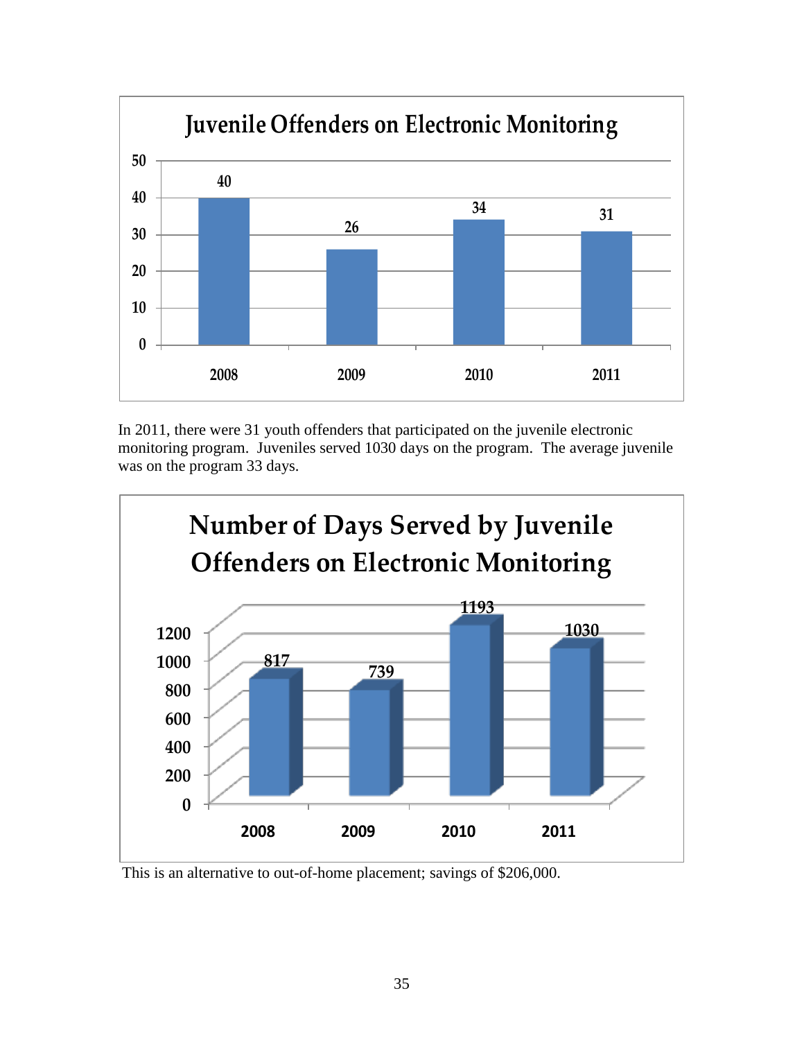## Juvenile Offenders on Electronic Monitoring

| Year | Juvenile Offenders |
|---|---|
| 2008 | 40 |
| 2009 | 26 |
| 2010 | 34 |
| 2011 | 31 |

In 2011, there were 31 youth offenders that participated on the juvenile electronic monitoring program. Juveniles served 1030 days on the program. The average juvenile was on the program 33 days.

## Number of Days Served by Juvenile Offenders on Electronic Monitoring

| Year | Days Served |
|---|---|
| 2008 | 817 |
| 2009 | 739 |
| 2010 | 1193 |
| 2011 | 1030 |

This is an alternative to out-of-home placement; savings of $206,000.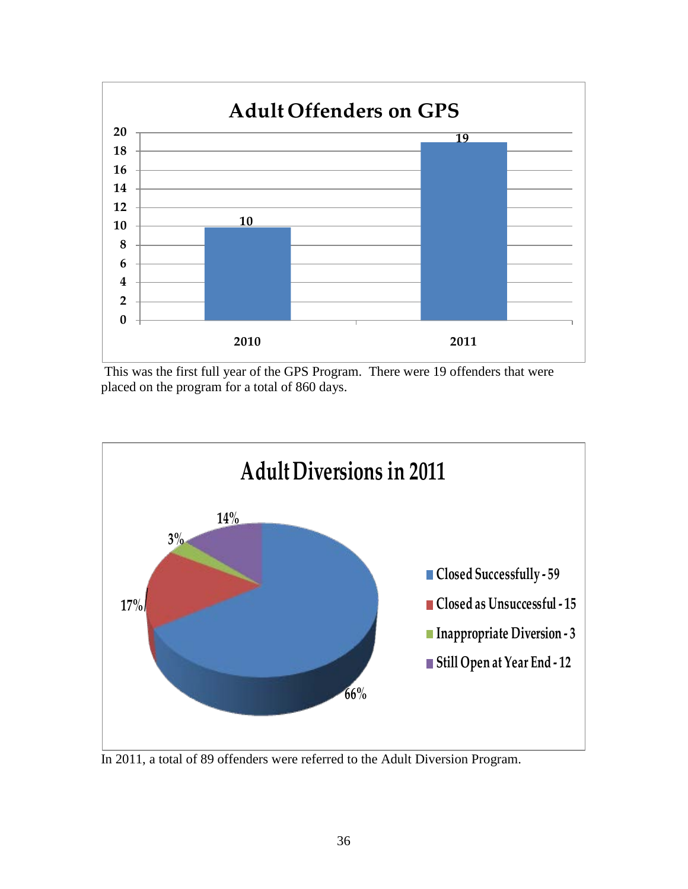## Adult Offenders on GPS

| Year | Adult Offenders on GPS |
|---|---|
| 2010 | 10 |
| 2011 | 19 |

This was the first full year of the GPS Program. There were 19 offenders that were placed on the program for a total of 860 days.

## Adult Diversions in 2011

| Category | Count | Percentage |
|---|---|---|
| Closed Successfully | 59 | 66% |
| Closed as Unsuccessful | 15 | 17% |
| Inappropriate Diversion | 3 | 3% |
| Still Open at Year End | 12 | 14% |

In 2011, a total of 89 offenders were referred to the Adult Diversion Program.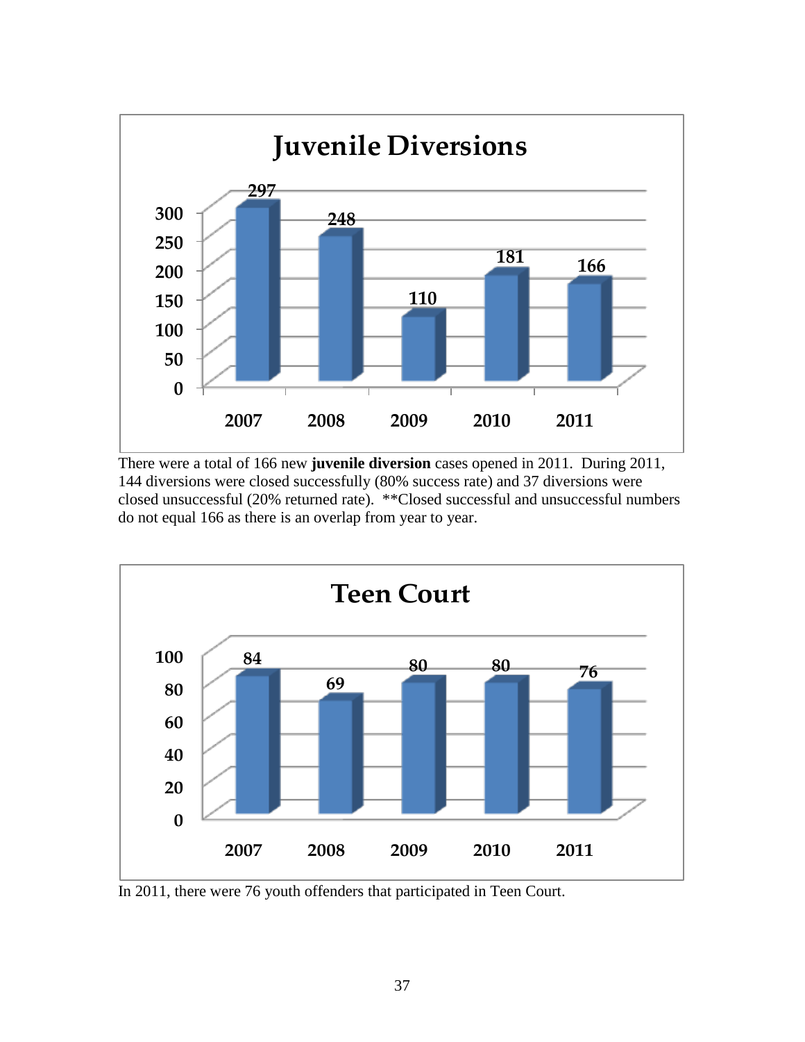## Juvenile Diversions

| Year | Cases |
|---|---|
| 2007 | 297 |
| 2008 | 248 |
| 2009 | 110 |
| 2010 | 181 |
| 2011 | 166 |

There were a total of 166 new **juvenile diversion** cases opened in 2011. During 2011, 144 diversions were closed successfully (80% success rate) and 37 diversions were closed unsuccessful (20% returned rate). **Closed successful and unsuccessful numbers do not equal 166 as there is an overlap from year to year.

## Teen Court

| Year | Participants |
|---|---|
| 2007 | 84 |
| 2008 | 69 |
| 2009 | 80 |
| 2010 | 80 |
| 2011 | 76 |

In 2011, there were 76 youth offenders that participated in Teen Court.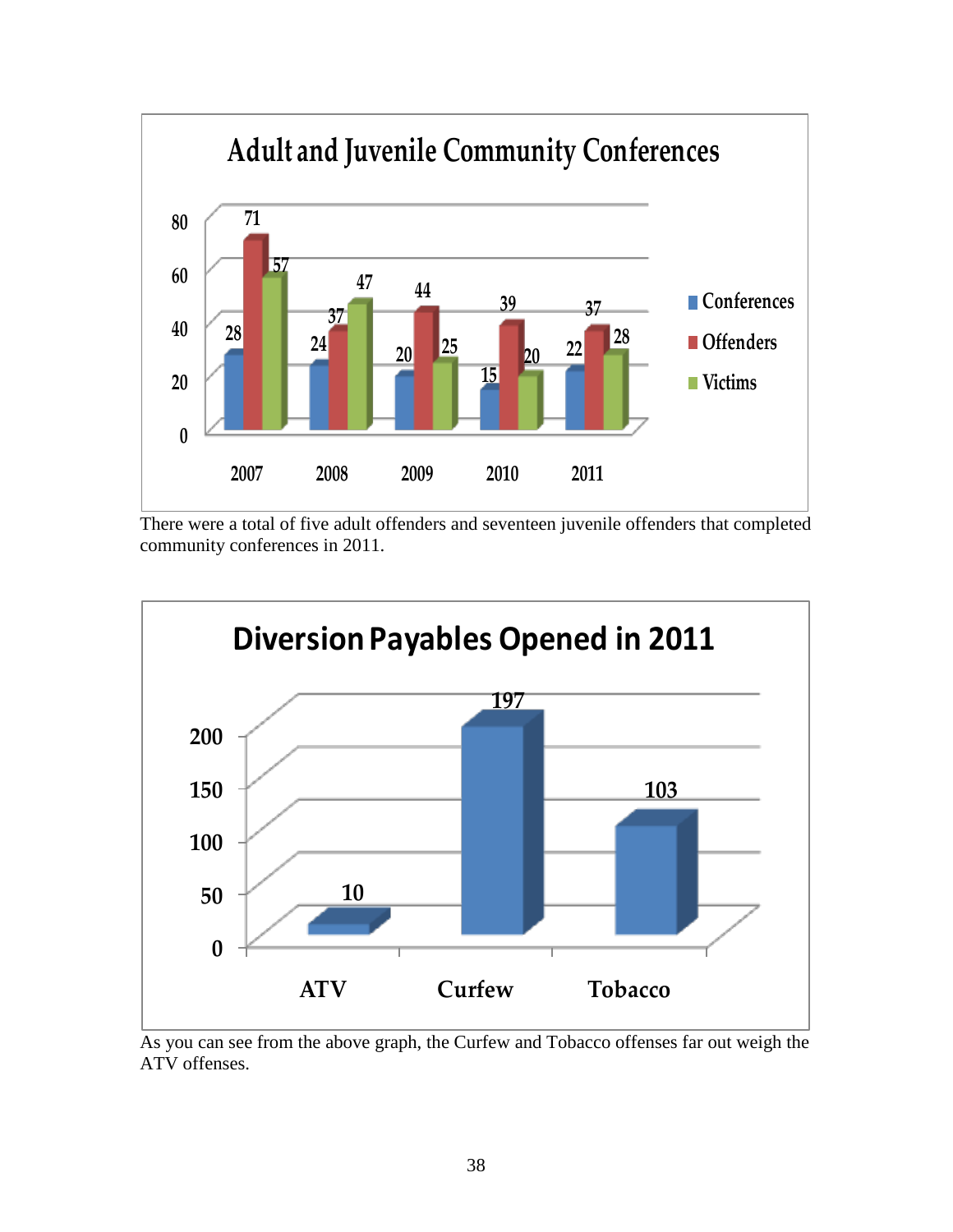**Adult and Juvenile Community Conferences**

| Year | Conferences | Offenders | Victims |
|---|---|---|---|
| 2007 | 28 | 71 | 57 |
| 2008 | 24 | 37 | 47 |
| 2009 | 20 | 44 | 25 |
| 2010 | 15 | 39 | 20 |
| 2011 | 22 | 37 | 28 |

There were a total of five adult offenders and seventeen juvenile offenders that completed community conferences in 2011.

**Diversion Payables Opened in 2011**

| Offense | Count |
|---|---|
| ATV | 10 |
| Curfew | 197 |
| Tobacco | 103 |

As you can see from the above graph, the Curfew and Tobacco offenses far out weigh the ATV offenses.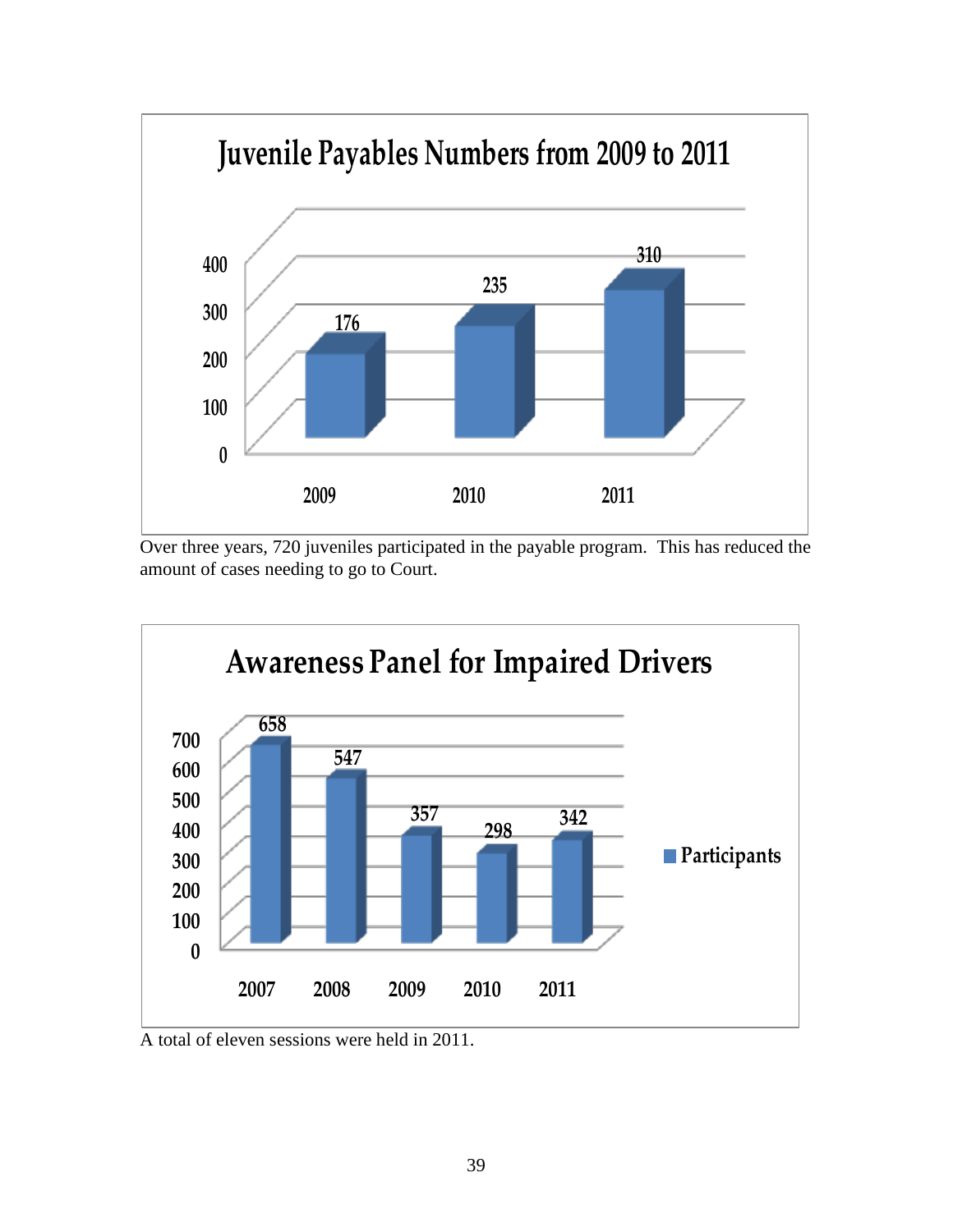## Juvenile Payables Numbers from 2009 to 2011

| Year | Number |
|---|---|
| 2009 | 176 |
| 2010 | 235 |
| 2011 | 310 |

Over three years, 720 juveniles participated in the payable program. This has reduced the amount of cases needing to go to Court.

## Awareness Panel for Impaired Drivers

| Year | Participants |
|---|---|
| 2007 | 658 |
| 2008 | 547 |
| 2009 | 357 |
| 2010 | 298 |
| 2011 | 342 |

A total of eleven sessions were held in 2011.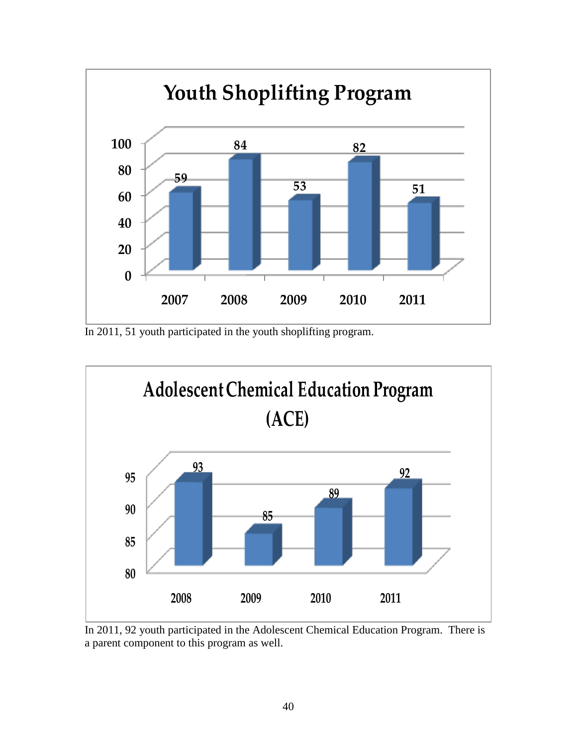**Youth Shoplifting Program**

| Year | Participants |
|---|---|
| 2007 | 59 |
| 2008 | 84 |
| 2009 | 53 |
| 2010 | 82 |
| 2011 | 51 |

In 2011, 51 youth participated in the youth shoplifting program.

**Adolescent Chemical Education Program (ACE)**

| Year | Participants |
|---|---|
| 2008 | 93 |
| 2009 | 85 |
| 2010 | 89 |
| 2011 | 92 |

In 2011, 92 youth participated in the Adolescent Chemical Education Program. There is a parent component to this program as well.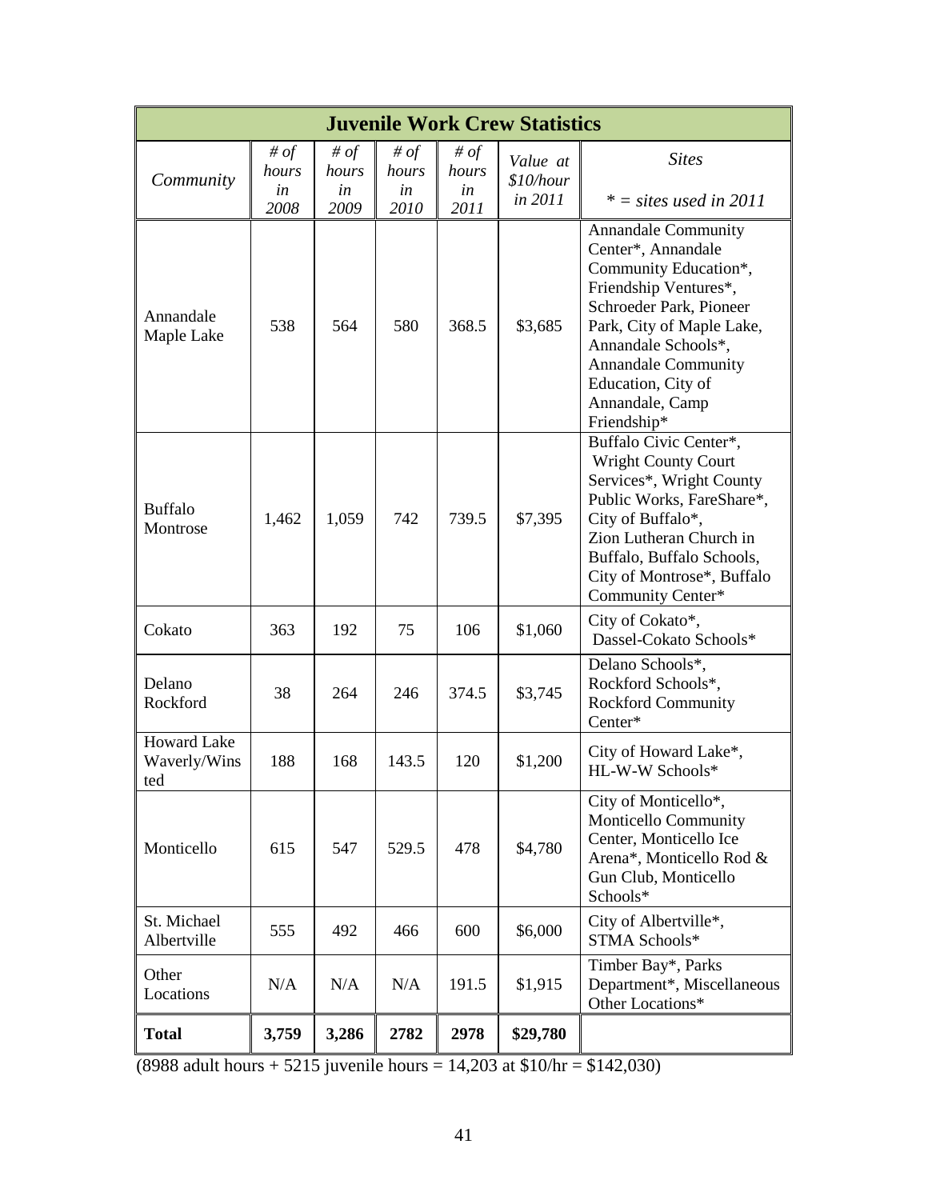| Juvenile Work Crew Statistics | | | | | | |
|---|---|---|---|---|---|---|
| *Community* | *# of hours in 2008* | *# of hours in 2009* | *# of hours in 2010* | *# of hours in 2011* | *Value at $10/hour in 2011* | *Sites* *\* = sites used in 2011* |
| Annandale Maple Lake | 538 | 564 | 580 | 368.5 | $3,685 | Annandale Community Center*, Annandale Community Education*, Friendship Ventures*, Schroeder Park, Pioneer Park, City of Maple Lake, Annandale Schools*, Annandale Community Education, City of Annandale, Camp Friendship* |
| Buffalo Montrose | 1,462 | 1,059 | 742 | 739.5 | $7,395 | Buffalo Civic Center*, Wright County Court Services*, Wright County Public Works, FareShare*, City of Buffalo*, Zion Lutheran Church in Buffalo, Buffalo Schools, City of Montrose*, Buffalo Community Center* |
| Cokato | 363 | 192 | 75 | 106 | $1,060 | City of Cokato*, Dassel-Cokato Schools* |
| Delano Rockford | 38 | 264 | 246 | 374.5 | $3,745 | Delano Schools*, Rockford Schools*, Rockford Community Center* |
| Howard Lake Waverly/Winsted | 188 | 168 | 143.5 | 120 | $1,200 | City of Howard Lake*, HL-W-W Schools* |
| Monticello | 615 | 547 | 529.5 | 478 | $4,780 | City of Monticello*, Monticello Community Center, Monticello Ice Arena*, Monticello Rod & Gun Club, Monticello Schools* |
| St. Michael Albertville | 555 | 492 | 466 | 600 | $6,000 | City of Albertville*, STMA Schools* |
| Other Locations | N/A | N/A | N/A | 191.5 | $1,915 | Timber Bay*, Parks Department*, Miscellaneous Other Locations* |
| **Total** | **3,759** | **3,286** | **2782** | **2978** | **$29,780** | |

(8988 adult hours + 5215 juvenile hours = 14,203 at $10/hr = $142,030)